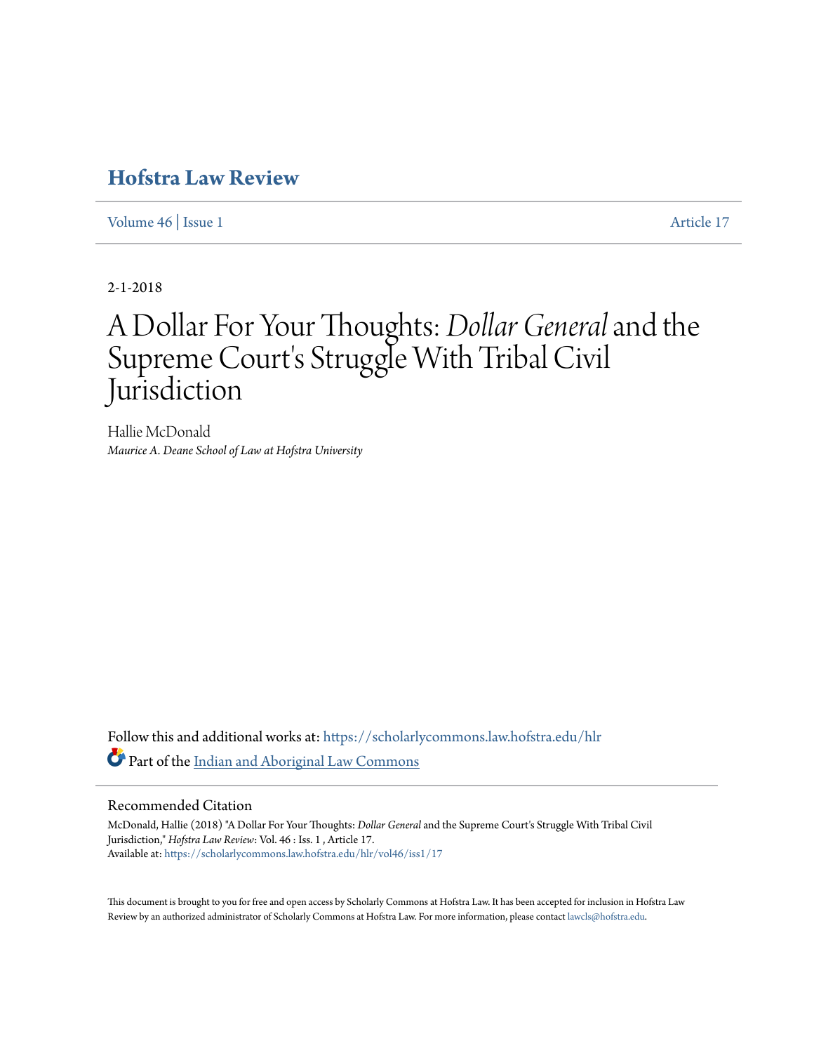# Hofstra Law Review

Volume 46 | Issue 1 Article 17

2-1-2018

# A Dollar For Your Thoughts: *Dollar General* and the Supreme Court's Struggle With Tribal Civil Jurisdiction

Hallie McDonald
*Maurice A. Deane School of Law at Hofstra University*

Follow this and additional works at: https://scholarlycommons.law.hofstra.edu/hlr

Part of the Indian and Aboriginal Law Commons

## Recommended Citation

McDonald, Hallie (2018) "A Dollar For Your Thoughts: *Dollar General* and the Supreme Court's Struggle With Tribal Civil Jurisdiction," *Hofstra Law Review*: Vol. 46 : Iss. 1 , Article 17.
Available at: https://scholarlycommons.law.hofstra.edu/hlr/vol46/iss1/17

This document is brought to you for free and open access by Scholarly Commons at Hofstra Law. It has been accepted for inclusion in Hofstra Law Review by an authorized administrator of Scholarly Commons at Hofstra Law. For more information, please contact lawcls@hofstra.edu.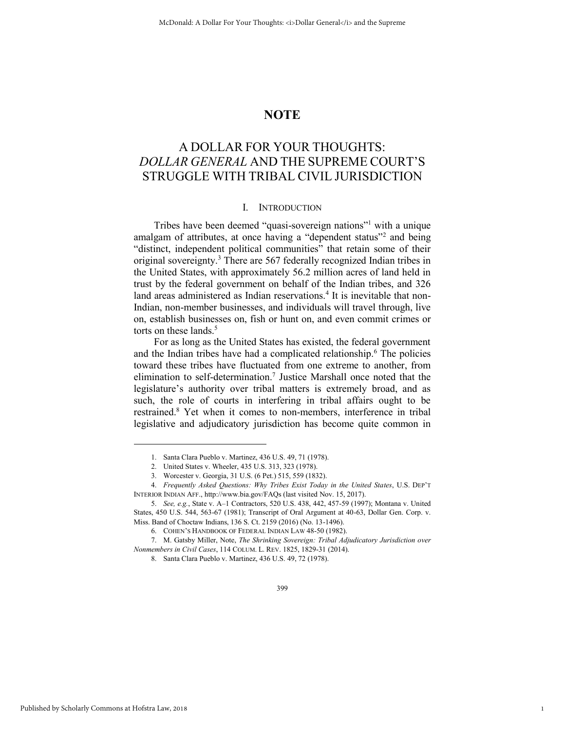# NOTE

# A DOLLAR FOR YOUR THOUGHTS: *DOLLAR GENERAL* AND THE SUPREME COURT'S STRUGGLE WITH TRIBAL CIVIL JURISDICTION

## I. INTRODUCTION

Tribes have been deemed "quasi-sovereign nations"[1] with a unique amalgam of attributes, at once having a "dependent status"[2] and being "distinct, independent political communities" that retain some of their original sovereignty.[3] There are 567 federally recognized Indian tribes in the United States, with approximately 56.2 million acres of land held in trust by the federal government on behalf of the Indian tribes, and 326 land areas administered as Indian reservations.[4] It is inevitable that non-Indian, non-member businesses, and individuals will travel through, live on, establish businesses on, fish or hunt on, and even commit crimes or torts on these lands.[5]

For as long as the United States has existed, the federal government and the Indian tribes have had a complicated relationship.[6] The policies toward these tribes have fluctuated from one extreme to another, from elimination to self-determination.[7] Justice Marshall once noted that the legislature's authority over tribal matters is extremely broad, and as such, the role of courts in interfering in tribal affairs ought to be restrained.[8] Yet when it comes to non-members, interference in tribal legislative and adjudicatory jurisdiction has become quite common in

---

1. Santa Clara Pueblo v. Martinez, 436 U.S. 49, 71 (1978).
2. United States v. Wheeler, 435 U.S. 313, 323 (1978).
3. Worcester v. Georgia, 31 U.S. (6 Pet.) 515, 559 (1832).
4. *Frequently Asked Questions: Why Tribes Exist Today in the United States*, U.S. DEP'T INTERIOR INDIAN AFF., http://www.bia.gov/FAQs (last visited Nov. 15, 2017).
5. *See, e.g.*, State v. A–1 Contractors, 520 U.S. 438, 442, 457-59 (1997); Montana v. United States, 450 U.S. 544, 563-67 (1981); Transcript of Oral Argument at 40-63, Dollar Gen. Corp. v. Miss. Band of Choctaw Indians, 136 S. Ct. 2159 (2016) (No. 13-1496).
6. COHEN'S HANDBOOK OF FEDERAL INDIAN LAW 48-50 (1982).
7. M. Gatsby Miller, Note, *The Shrinking Sovereign: Tribal Adjudicatory Jurisdiction over Nonmembers in Civil Cases*, 114 COLUM. L. REV. 1825, 1829-31 (2014).
8. Santa Clara Pueblo v. Martinez, 436 U.S. 49, 72 (1978).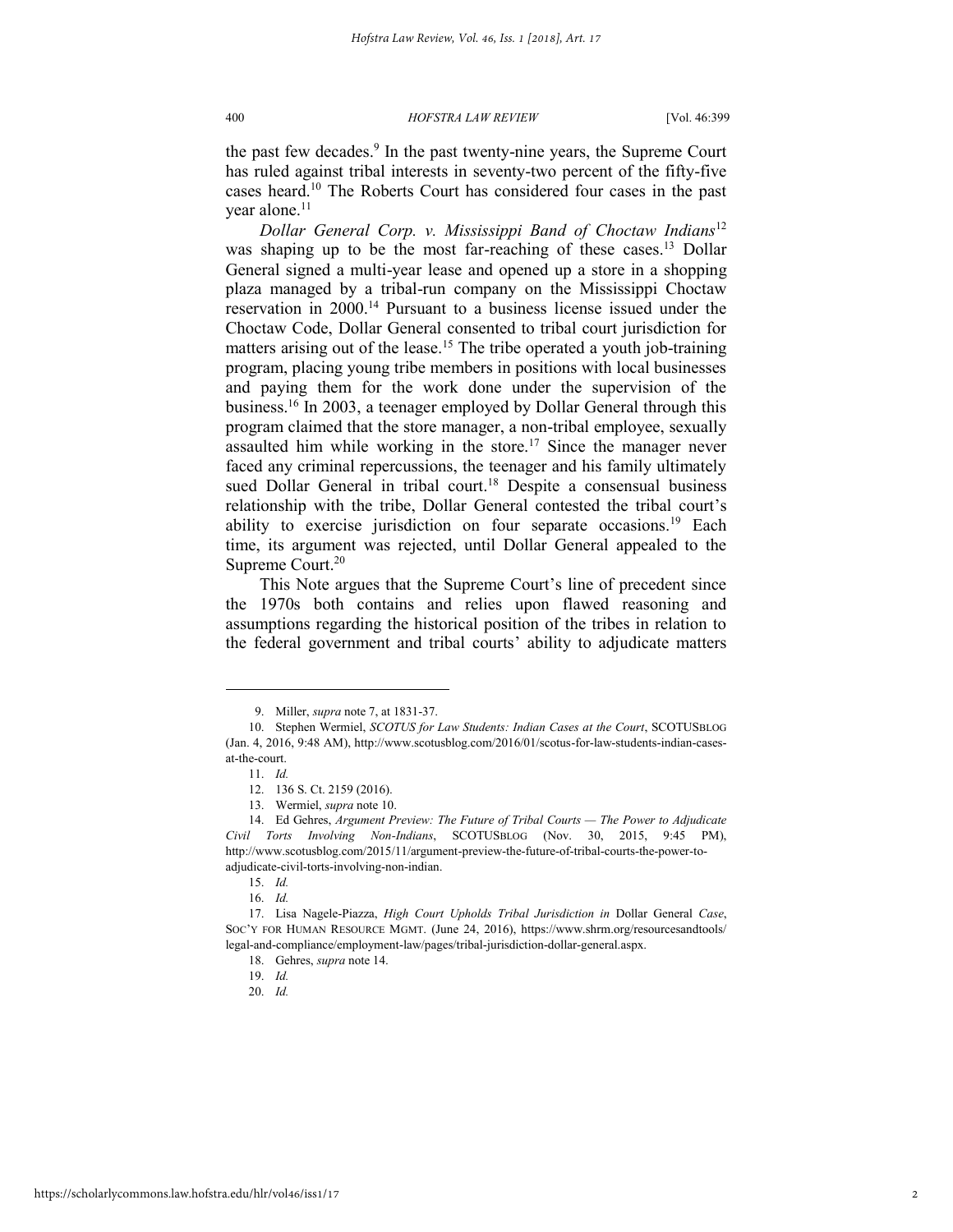the past few decades.[9] In the past twenty-nine years, the Supreme Court has ruled against tribal interests in seventy-two percent of the fifty-five cases heard.[10] The Roberts Court has considered four cases in the past year alone.[11]

*Dollar General Corp. v. Mississippi Band of Choctaw Indians*[12] was shaping up to be the most far-reaching of these cases.[13] Dollar General signed a multi-year lease and opened up a store in a shopping plaza managed by a tribal-run company on the Mississippi Choctaw reservation in 2000.[14] Pursuant to a business license issued under the Choctaw Code, Dollar General consented to tribal court jurisdiction for matters arising out of the lease.[15] The tribe operated a youth job-training program, placing young tribe members in positions with local businesses and paying them for the work done under the supervision of the business.[16] In 2003, a teenager employed by Dollar General through this program claimed that the store manager, a non-tribal employee, sexually assaulted him while working in the store.[17] Since the manager never faced any criminal repercussions, the teenager and his family ultimately sued Dollar General in tribal court.[18] Despite a consensual business relationship with the tribe, Dollar General contested the tribal court's ability to exercise jurisdiction on four separate occasions.[19] Each time, its argument was rejected, until Dollar General appealed to the Supreme Court.[20]

This Note argues that the Supreme Court's line of precedent since the 1970s both contains and relies upon flawed reasoning and assumptions regarding the historical position of the tribes in relation to the federal government and tribal courts' ability to adjudicate matters

---

9. Miller, *supra* note 7, at 1831-37.

10. Stephen Wermiel, *SCOTUS for Law Students: Indian Cases at the Court*, SCOTUSBLOG (Jan. 4, 2016, 9:48 AM), http://www.scotusblog.com/2016/01/scotus-for-law-students-indian-cases-at-the-court.

11. *Id.*

12. 136 S. Ct. 2159 (2016).

13. Wermiel, *supra* note 10.

14. Ed Gehres, *Argument Preview: The Future of Tribal Courts — The Power to Adjudicate Civil Torts Involving Non-Indians*, SCOTUSBLOG (Nov. 30, 2015, 9:45 PM), http://www.scotusblog.com/2015/11/argument-preview-the-future-of-tribal-courts-the-power-to-adjudicate-civil-torts-involving-non-indian.

15. *Id.*

16. *Id.*

17. Lisa Nagele-Piazza, *High Court Upholds Tribal Jurisdiction in* Dollar General *Case*, SOC'Y FOR HUMAN RESOURCE MGMT. (June 24, 2016), https://www.shrm.org/resourcesandtools/legal-and-compliance/employment-law/pages/tribal-jurisdiction-dollar-general.aspx.

18. Gehres, *supra* note 14.

19. *Id.*

20. *Id.*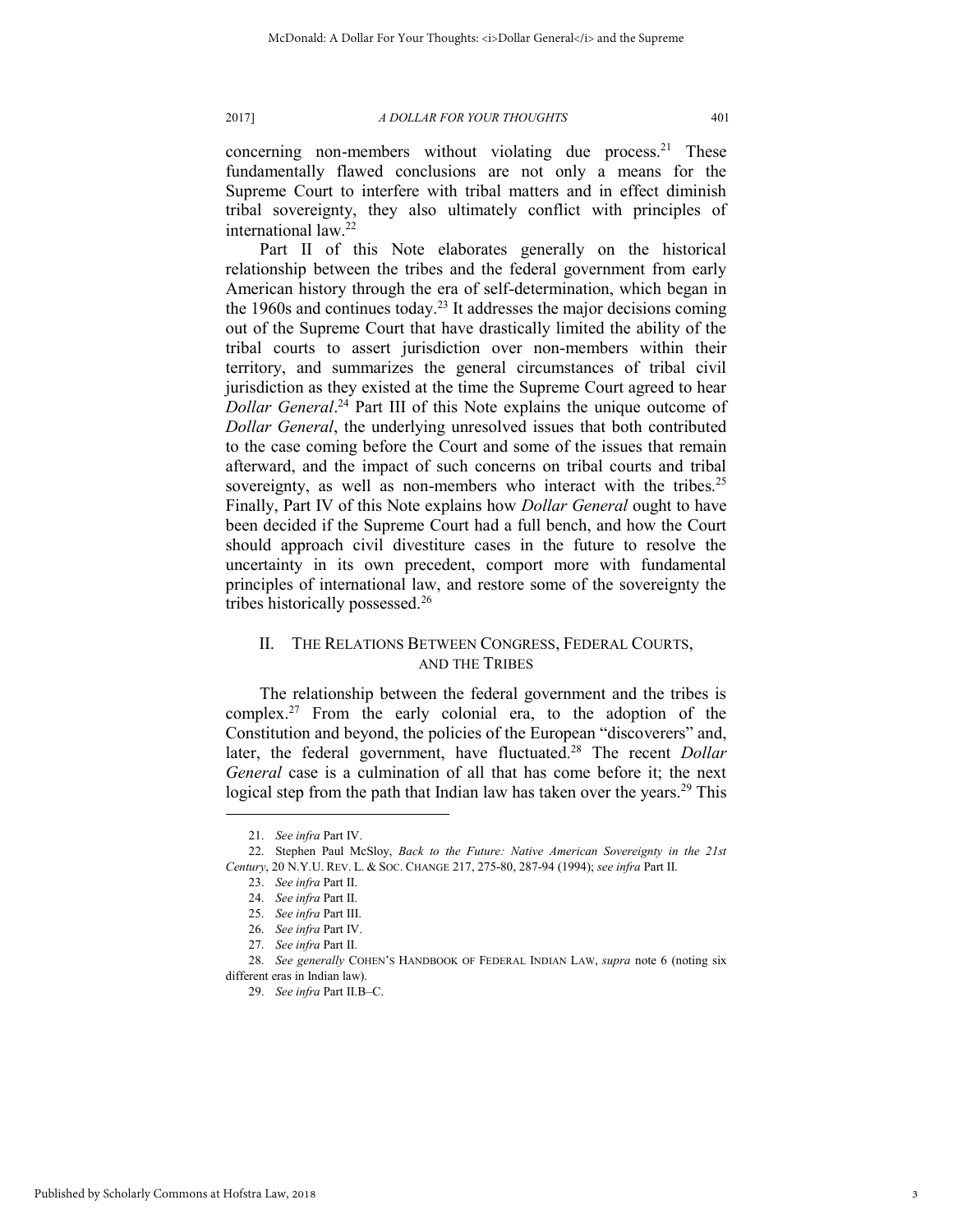concerning non-members without violating due process.[21] These fundamentally flawed conclusions are not only a means for the Supreme Court to interfere with tribal matters and in effect diminish tribal sovereignty, they also ultimately conflict with principles of international law.[22]

Part II of this Note elaborates generally on the historical relationship between the tribes and the federal government from early American history through the era of self-determination, which began in the 1960s and continues today.[23] It addresses the major decisions coming out of the Supreme Court that have drastically limited the ability of the tribal courts to assert jurisdiction over non-members within their territory, and summarizes the general circumstances of tribal civil jurisdiction as they existed at the time the Supreme Court agreed to hear *Dollar General*.[24] Part III of this Note explains the unique outcome of *Dollar General*, the underlying unresolved issues that both contributed to the case coming before the Court and some of the issues that remain afterward, and the impact of such concerns on tribal courts and tribal sovereignty, as well as non-members who interact with the tribes.[25] Finally, Part IV of this Note explains how *Dollar General* ought to have been decided if the Supreme Court had a full bench, and how the Court should approach civil divestiture cases in the future to resolve the uncertainty in its own precedent, comport more with fundamental principles of international law, and restore some of the sovereignty the tribes historically possessed.[26]

## II. THE RELATIONS BETWEEN CONGRESS, FEDERAL COURTS, AND THE TRIBES

The relationship between the federal government and the tribes is complex.[27] From the early colonial era, to the adoption of the Constitution and beyond, the policies of the European "discoverers" and, later, the federal government, have fluctuated.[28] The recent *Dollar General* case is a culmination of all that has come before it; the next logical step from the path that Indian law has taken over the years.[29] This

---

21. *See infra* Part IV.

22. Stephen Paul McSloy, *Back to the Future: Native American Sovereignty in the 21st Century*, 20 N.Y.U. REV. L. & SOC. CHANGE 217, 275-80, 287-94 (1994); *see infra* Part II.

23. *See infra* Part II.

24. *See infra* Part II.

25. *See infra* Part III.

26. *See infra* Part IV.

27. *See infra* Part II.

28. *See generally* COHEN'S HANDBOOK OF FEDERAL INDIAN LAW, *supra* note 6 (noting six different eras in Indian law).

29. *See infra* Part II.B–C.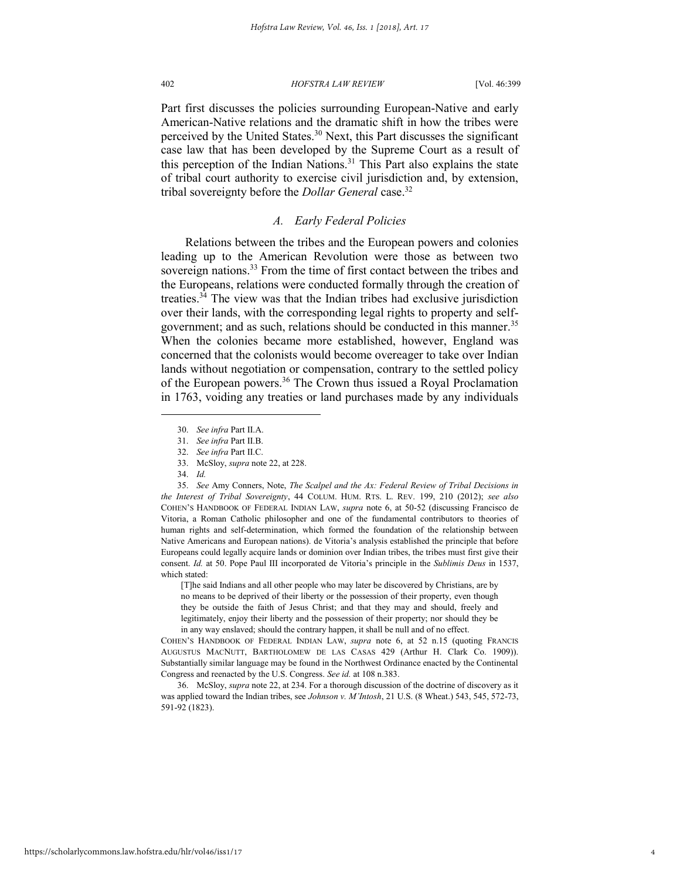Part first discusses the policies surrounding European-Native and early American-Native relations and the dramatic shift in how the tribes were perceived by the United States.[30] Next, this Part discusses the significant case law that has been developed by the Supreme Court as a result of this perception of the Indian Nations.[31] This Part also explains the state of tribal court authority to exercise civil jurisdiction and, by extension, tribal sovereignty before the *Dollar General* case.[32]

### *A. Early Federal Policies*

Relations between the tribes and the European powers and colonies leading up to the American Revolution were those as between two sovereign nations.[33] From the time of first contact between the tribes and the Europeans, relations were conducted formally through the creation of treaties.[34] The view was that the Indian tribes had exclusive jurisdiction over their lands, with the corresponding legal rights to property and self-government; and as such, relations should be conducted in this manner.[35] When the colonies became more established, however, England was concerned that the colonists would become overeager to take over Indian lands without negotiation or compensation, contrary to the settled policy of the European powers.[36] The Crown thus issued a Royal Proclamation in 1763, voiding any treaties or land purchases made by any individuals

---

30. *See infra* Part II.A.

31. *See infra* Part II.B.

32. *See infra* Part II.C.

33. McSloy, *supra* note 22, at 228.

34. *Id.*

35. *See* Amy Conners, Note, *The Scalpel and the Ax: Federal Review of Tribal Decisions in the Interest of Tribal Sovereignty*, 44 COLUM. HUM. RTS. L. REV. 199, 210 (2012); *see also* COHEN'S HANDBOOK OF FEDERAL INDIAN LAW, *supra* note 6, at 50-52 (discussing Francisco de Vitoria, a Roman Catholic philosopher and one of the fundamental contributors to theories of human rights and self-determination, which formed the foundation of the relationship between Native Americans and European nations). de Vitoria's analysis established the principle that before Europeans could legally acquire lands or dominion over Indian tribes, the tribes must first give their consent. *Id.* at 50. Pope Paul III incorporated de Vitoria's principle in the *Sublimis Deus* in 1537, which stated:

> [T]he said Indians and all other people who may later be discovered by Christians, are by no means to be deprived of their liberty or the possession of their property, even though they be outside the faith of Jesus Christ; and that they may and should, freely and legitimately, enjoy their liberty and the possession of their property; nor should they be in any way enslaved; should the contrary happen, it shall be null and of no effect.

COHEN'S HANDBOOK OF FEDERAL INDIAN LAW, *supra* note 6, at 52 n.15 (quoting FRANCIS AUGUSTUS MACNUTT, BARTHOLOMEW DE LAS CASAS 429 (Arthur H. Clark Co. 1909)). Substantially similar language may be found in the Northwest Ordinance enacted by the Continental Congress and reenacted by the U.S. Congress. *See id.* at 108 n.383.

36. McSloy, *supra* note 22, at 234. For a thorough discussion of the doctrine of discovery as it was applied toward the Indian tribes, see *Johnson v. M'Intosh*, 21 U.S. (8 Wheat.) 543, 545, 572-73, 591-92 (1823).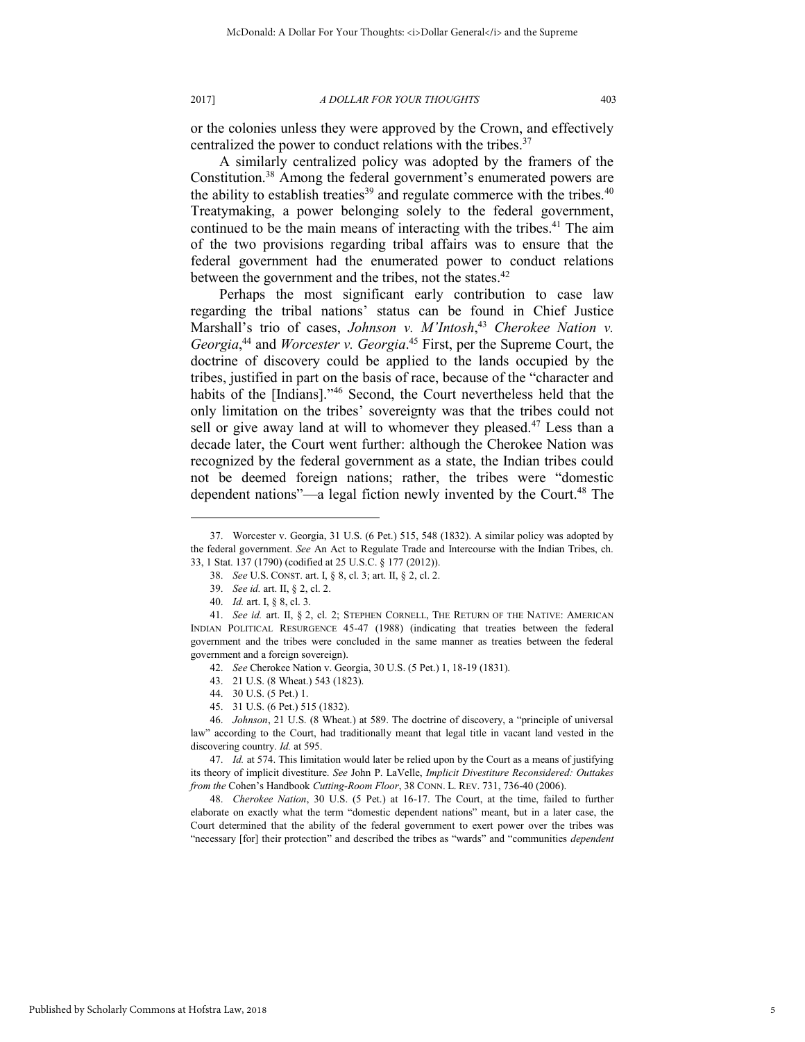or the colonies unless they were approved by the Crown, and effectively centralized the power to conduct relations with the tribes.[37]

A similarly centralized policy was adopted by the framers of the Constitution.[38] Among the federal government's enumerated powers are the ability to establish treaties[39] and regulate commerce with the tribes.[40] Treatymaking, a power belonging solely to the federal government, continued to be the main means of interacting with the tribes.[41] The aim of the two provisions regarding tribal affairs was to ensure that the federal government had the enumerated power to conduct relations between the government and the tribes, not the states.[42]

Perhaps the most significant early contribution to case law regarding the tribal nations' status can be found in Chief Justice Marshall's trio of cases, *Johnson v. M'Intosh*,[43] *Cherokee Nation v. Georgia*,[44] and *Worcester v. Georgia*.[45] First, per the Supreme Court, the doctrine of discovery could be applied to the lands occupied by the tribes, justified in part on the basis of race, because of the "character and habits of the [Indians]."[46] Second, the Court nevertheless held that the only limitation on the tribes' sovereignty was that the tribes could not sell or give away land at will to whomever they pleased.[47] Less than a decade later, the Court went further: although the Cherokee Nation was recognized by the federal government as a state, the Indian tribes could not be deemed foreign nations; rather, the tribes were "domestic dependent nations"—a legal fiction newly invented by the Court.[48] The

---

37. Worcester v. Georgia, 31 U.S. (6 Pet.) 515, 548 (1832). A similar policy was adopted by the federal government. *See* An Act to Regulate Trade and Intercourse with the Indian Tribes, ch. 33, 1 Stat. 137 (1790) (codified at 25 U.S.C. § 177 (2012)).

38. *See* U.S. CONST. art. I, § 8, cl. 3; art. II, § 2, cl. 2.

39. *See id.* art. II, § 2, cl. 2.

40. *Id.* art. I, § 8, cl. 3.

41. *See id.* art. II, § 2, cl. 2; STEPHEN CORNELL, THE RETURN OF THE NATIVE: AMERICAN INDIAN POLITICAL RESURGENCE 45-47 (1988) (indicating that treaties between the federal government and the tribes were concluded in the same manner as treaties between the federal government and a foreign sovereign).

42. *See* Cherokee Nation v. Georgia, 30 U.S. (5 Pet.) 1, 18-19 (1831).

43. 21 U.S. (8 Wheat.) 543 (1823).

44. 30 U.S. (5 Pet.) 1.

45. 31 U.S. (6 Pet.) 515 (1832).

46. *Johnson*, 21 U.S. (8 Wheat.) at 589. The doctrine of discovery, a "principle of universal law" according to the Court, had traditionally meant that legal title in vacant land vested in the discovering country. *Id.* at 595.

47. *Id.* at 574. This limitation would later be relied upon by the Court as a means of justifying its theory of implicit divestiture. *See* John P. LaVelle, *Implicit Divestiture Reconsidered: Outtakes from the* Cohen's Handbook *Cutting-Room Floor*, 38 CONN. L. REV. 731, 736-40 (2006).

48. *Cherokee Nation*, 30 U.S. (5 Pet.) at 16-17. The Court, at the time, failed to further elaborate on exactly what the term "domestic dependent nations" meant, but in a later case, the Court determined that the ability of the federal government to exert power over the tribes was "necessary [for] their protection" and described the tribes as "wards" and "communities *dependent*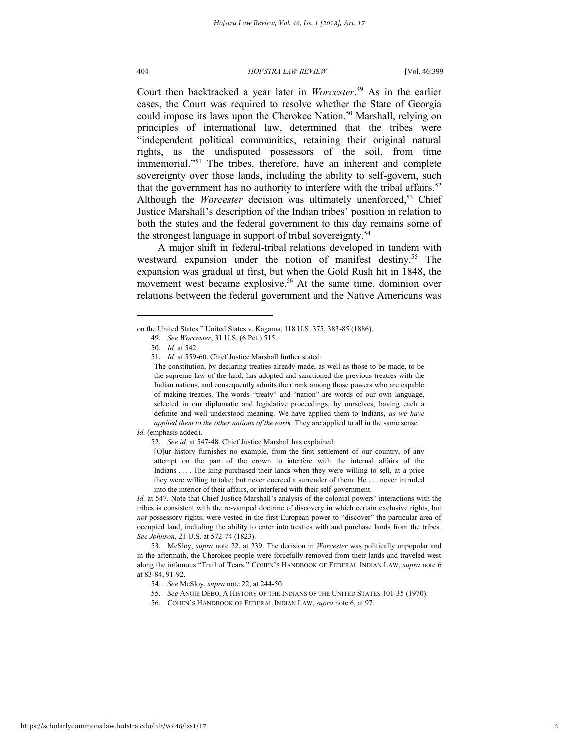Court then backtracked a year later in *Worcester*.[49] As in the earlier cases, the Court was required to resolve whether the State of Georgia could impose its laws upon the Cherokee Nation.[50] Marshall, relying on principles of international law, determined that the tribes were "independent political communities, retaining their original natural rights, as the undisputed possessors of the soil, from time immemorial."[51] The tribes, therefore, have an inherent and complete sovereignty over those lands, including the ability to self-govern, such that the government has no authority to interfere with the tribal affairs.[52] Although the *Worcester* decision was ultimately unenforced,[53] Chief Justice Marshall's description of the Indian tribes' position in relation to both the states and the federal government to this day remains some of the strongest language in support of tribal sovereignty.[54]

A major shift in federal-tribal relations developed in tandem with westward expansion under the notion of manifest destiny.[55] The expansion was gradual at first, but when the Gold Rush hit in 1848, the movement west became explosive.[56] At the same time, dominion over relations between the federal government and the Native Americans was

---

on the United States." United States v. Kagama, 118 U.S. 375, 383-85 (1886).

49. *See Worcester*, 31 U.S. (6 Pet.) 515.

50. *Id.* at 542.

51. *Id.* at 559-60. Chief Justice Marshall further stated:

> The constitution, by declaring treaties already made, as well as those to be made, to be the supreme law of the land, has adopted and sanctioned the previous treaties with the Indian nations, and consequently admits their rank among those powers who are capable of making treaties. The words "treaty" and "nation" are words of our own language, selected in our diplomatic and legislative proceedings, by ourselves, having each a definite and well understood meaning. We have applied them to Indians, *as we have applied them to the other nations of the earth*. They are applied to all in the same sense.

*Id.* (emphasis added).

52. *See id.* at 547-48. Chief Justice Marshall has explained:

> [O]ur history furnishes no example, from the first settlement of our country, of any attempt on the part of the crown to interfere with the internal affairs of the Indians . . . . The king purchased their lands when they were willing to sell, at a price they were willing to take; but never coerced a surrender of them. He . . . never intruded into the interior of their affairs, or interfered with their self-government.

*Id.* at 547. Note that Chief Justice Marshall's analysis of the colonial powers' interactions with the tribes is consistent with the re-vamped doctrine of discovery in which certain exclusive rights, but *not* possessory rights, were vested in the first European power to "discover" the particular area of occupied land, including the ability to enter into treaties with and purchase lands from the tribes. *See Johnson*, 21 U.S. at 572-74 (1823).

53. McSloy, *supra* note 22, at 239. The decision in *Worcester* was politically unpopular and in the aftermath, the Cherokee people were forcefully removed from their lands and traveled west along the infamous "Trail of Tears." COHEN'S HANDBOOK OF FEDERAL INDIAN LAW, *supra* note 6 at 83-84, 91-92.

54. *See* McSloy, *supra* note 22, at 244-50.

55. *See* ANGIE DEBO, A HISTORY OF THE INDIANS OF THE UNITED STATES 101-35 (1970).

56. COHEN'S HANDBOOK OF FEDERAL INDIAN LAW, *supra* note 6, at 97.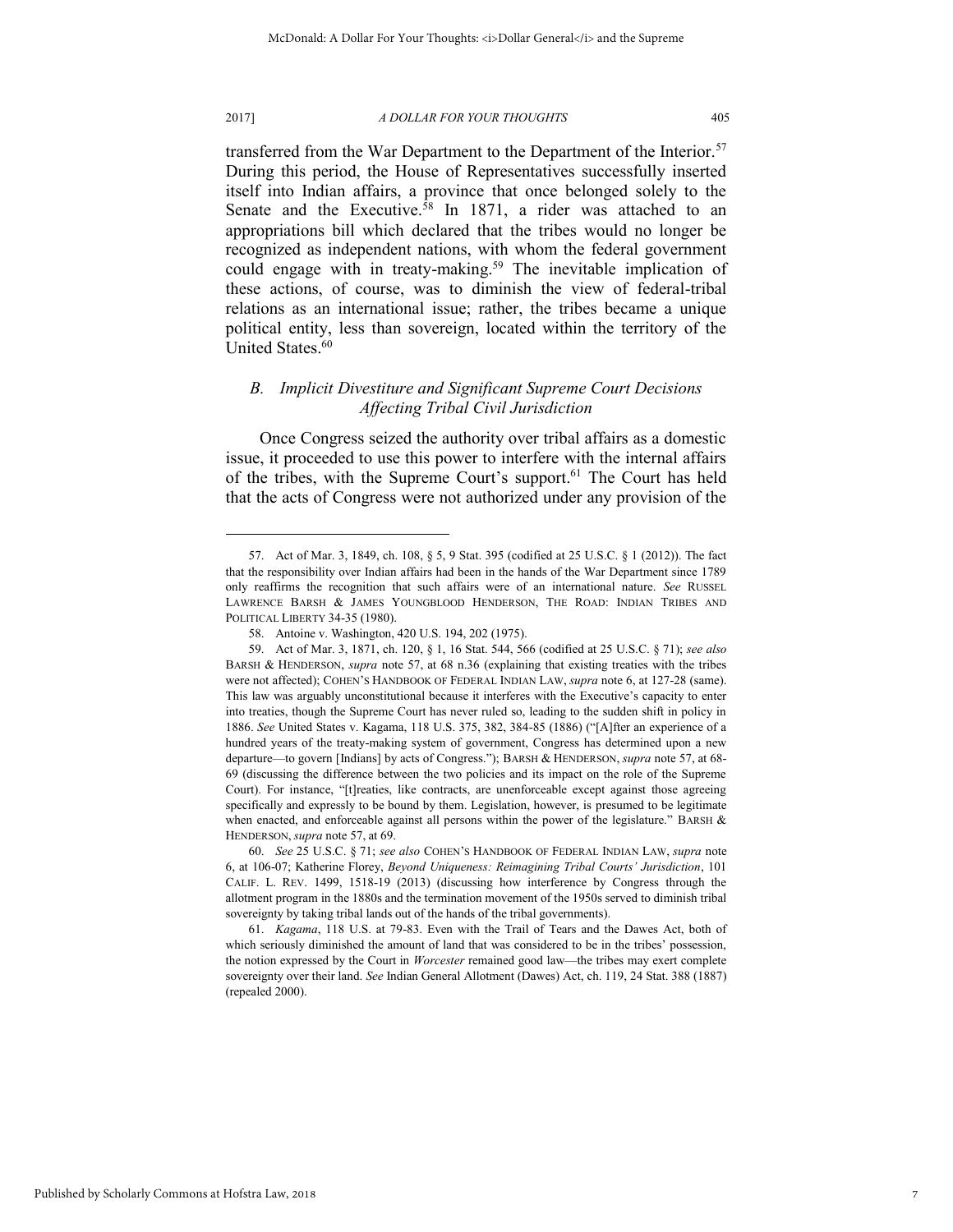transferred from the War Department to the Department of the Interior.[57] During this period, the House of Representatives successfully inserted itself into Indian affairs, a province that once belonged solely to the Senate and the Executive.[58] In 1871, a rider was attached to an appropriations bill which declared that the tribes would no longer be recognized as independent nations, with whom the federal government could engage with in treaty-making.[59] The inevitable implication of these actions, of course, was to diminish the view of federal-tribal relations as an international issue; rather, the tribes became a unique political entity, less than sovereign, located within the territory of the United States.[60]

### *B. Implicit Divestiture and Significant Supreme Court Decisions Affecting Tribal Civil Jurisdiction*

Once Congress seized the authority over tribal affairs as a domestic issue, it proceeded to use this power to interfere with the internal affairs of the tribes, with the Supreme Court's support.[61] The Court has held that the acts of Congress were not authorized under any provision of the

---

57. Act of Mar. 3, 1849, ch. 108, § 5, 9 Stat. 395 (codified at 25 U.S.C. § 1 (2012)). The fact that the responsibility over Indian affairs had been in the hands of the War Department since 1789 only reaffirms the recognition that such affairs were of an international nature. *See* RUSSEL LAWRENCE BARSH & JAMES YOUNGBLOOD HENDERSON, THE ROAD: INDIAN TRIBES AND POLITICAL LIBERTY 34-35 (1980).

58. Antoine v. Washington, 420 U.S. 194, 202 (1975).

59. Act of Mar. 3, 1871, ch. 120, § 1, 16 Stat. 544, 566 (codified at 25 U.S.C. § 71); *see also* BARSH & HENDERSON, *supra* note 57, at 68 n.36 (explaining that existing treaties with the tribes were not affected); COHEN'S HANDBOOK OF FEDERAL INDIAN LAW, *supra* note 6, at 127-28 (same). This law was arguably unconstitutional because it interferes with the Executive's capacity to enter into treaties, though the Supreme Court has never ruled so, leading to the sudden shift in policy in 1886. *See* United States v. Kagama, 118 U.S. 375, 382, 384-85 (1886) ("[A]fter an experience of a hundred years of the treaty-making system of government, Congress has determined upon a new departure—to govern [Indians] by acts of Congress."); BARSH & HENDERSON, *supra* note 57, at 68-69 (discussing the difference between the two policies and its impact on the role of the Supreme Court). For instance, "[t]reaties, like contracts, are unenforceable except against those agreeing specifically and expressly to be bound by them. Legislation, however, is presumed to be legitimate when enacted, and enforceable against all persons within the power of the legislature." BARSH & HENDERSON, *supra* note 57, at 69.

60. *See* 25 U.S.C. § 71; *see also* COHEN'S HANDBOOK OF FEDERAL INDIAN LAW, *supra* note 6, at 106-07; Katherine Florey, *Beyond Uniqueness: Reimagining Tribal Courts' Jurisdiction*, 101 CALIF. L. REV. 1499, 1518-19 (2013) (discussing how interference by Congress through the allotment program in the 1880s and the termination movement of the 1950s served to diminish tribal sovereignty by taking tribal lands out of the hands of the tribal governments).

61. *Kagama*, 118 U.S. at 79-83. Even with the Trail of Tears and the Dawes Act, both of which seriously diminished the amount of land that was considered to be in the tribes' possession, the notion expressed by the Court in *Worcester* remained good law—the tribes may exert complete sovereignty over their land. *See* Indian General Allotment (Dawes) Act, ch. 119, 24 Stat. 388 (1887) (repealed 2000).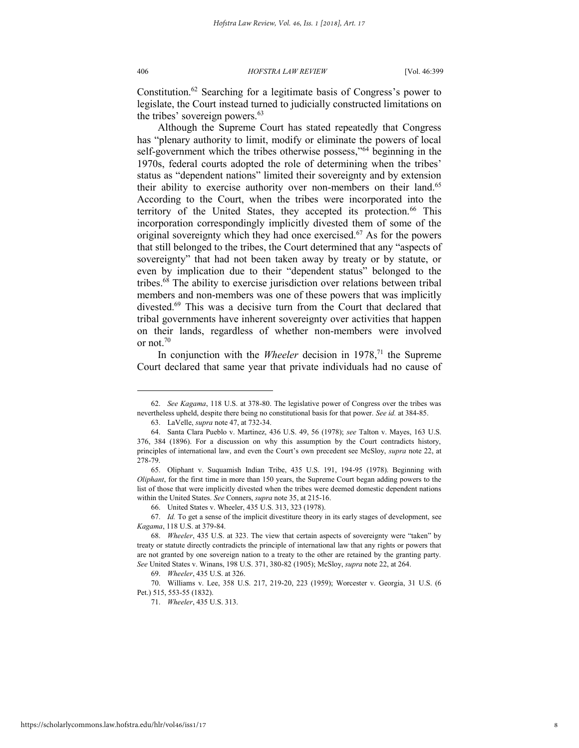Constitution.[62] Searching for a legitimate basis of Congress's power to legislate, the Court instead turned to judicially constructed limitations on the tribes' sovereign powers.[63]

Although the Supreme Court has stated repeatedly that Congress has "plenary authority to limit, modify or eliminate the powers of local self-government which the tribes otherwise possess,"[64] beginning in the 1970s, federal courts adopted the role of determining when the tribes' status as "dependent nations" limited their sovereignty and by extension their ability to exercise authority over non-members on their land.[65] According to the Court, when the tribes were incorporated into the territory of the United States, they accepted its protection.[66] This incorporation correspondingly implicitly divested them of some of the original sovereignty which they had once exercised.[67] As for the powers that still belonged to the tribes, the Court determined that any "aspects of sovereignty" that had not been taken away by treaty or by statute, or even by implication due to their "dependent status" belonged to the tribes.[68] The ability to exercise jurisdiction over relations between tribal members and non-members was one of these powers that was implicitly divested.[69] This was a decisive turn from the Court that declared that tribal governments have inherent sovereignty over activities that happen on their lands, regardless of whether non-members were involved or not.[70]

In conjunction with the *Wheeler* decision in 1978,[71] the Supreme Court declared that same year that private individuals had no cause of

---

62. *See Kagama*, 118 U.S. at 378-80. The legislative power of Congress over the tribes was nevertheless upheld, despite there being no constitutional basis for that power. *See id.* at 384-85.

63. LaVelle, *supra* note 47, at 732-34.

64. Santa Clara Pueblo v. Martinez, 436 U.S. 49, 56 (1978); *see* Talton v. Mayes, 163 U.S. 376, 384 (1896). For a discussion on why this assumption by the Court contradicts history, principles of international law, and even the Court's own precedent see McSloy, *supra* note 22, at 278-79.

65. Oliphant v. Suquamish Indian Tribe, 435 U.S. 191, 194-95 (1978). Beginning with *Oliphant*, for the first time in more than 150 years, the Supreme Court began adding powers to the list of those that were implicitly divested when the tribes were deemed domestic dependent nations within the United States. *See* Conners, *supra* note 35, at 215-16.

66. United States v. Wheeler, 435 U.S. 313, 323 (1978).

67. *Id.* To get a sense of the implicit divestiture theory in its early stages of development, see *Kagama*, 118 U.S. at 379-84.

68. *Wheeler*, 435 U.S. at 323. The view that certain aspects of sovereignty were "taken" by treaty or statute directly contradicts the principle of international law that any rights or powers that are not granted by one sovereign nation to a treaty to the other are retained by the granting party. *See* United States v. Winans, 198 U.S. 371, 380-82 (1905); McSloy, *supra* note 22, at 264.

69. *Wheeler*, 435 U.S. at 326.

70. Williams v. Lee, 358 U.S. 217, 219-20, 223 (1959); Worcester v. Georgia, 31 U.S. (6 Pet.) 515, 553-55 (1832).

71. *Wheeler*, 435 U.S. 313.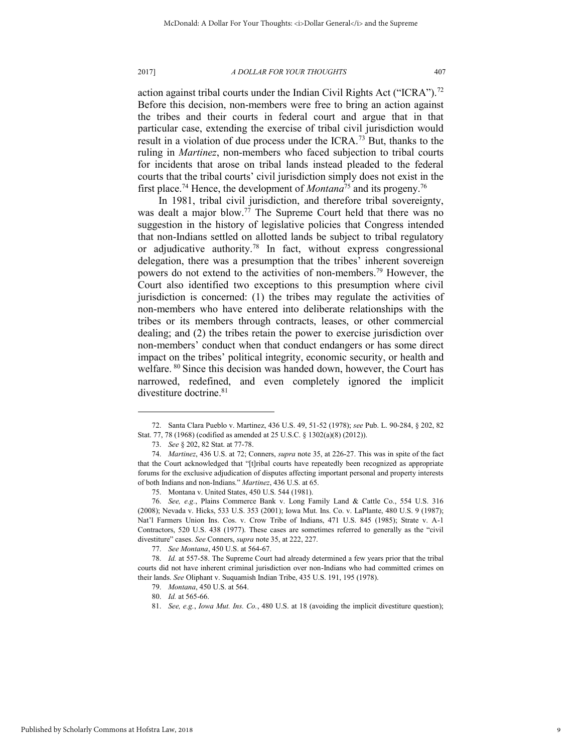action against tribal courts under the Indian Civil Rights Act ("ICRA").[72] Before this decision, non-members were free to bring an action against the tribes and their courts in federal court and argue that in that particular case, extending the exercise of tribal civil jurisdiction would result in a violation of due process under the ICRA.[73] But, thanks to the ruling in *Martinez*, non-members who faced subjection to tribal courts for incidents that arose on tribal lands instead pleaded to the federal courts that the tribal courts' civil jurisdiction simply does not exist in the first place.[74] Hence, the development of *Montana*[75] and its progeny.[76]

In 1981, tribal civil jurisdiction, and therefore tribal sovereignty, was dealt a major blow.[77] The Supreme Court held that there was no suggestion in the history of legislative policies that Congress intended that non-Indians settled on allotted lands be subject to tribal regulatory or adjudicative authority.[78] In fact, without express congressional delegation, there was a presumption that the tribes' inherent sovereign powers do not extend to the activities of non-members.[79] However, the Court also identified two exceptions to this presumption where civil jurisdiction is concerned: (1) the tribes may regulate the activities of non-members who have entered into deliberate relationships with the tribes or its members through contracts, leases, or other commercial dealing; and (2) the tribes retain the power to exercise jurisdiction over non-members' conduct when that conduct endangers or has some direct impact on the tribes' political integrity, economic security, or health and welfare.[80] Since this decision was handed down, however, the Court has narrowed, redefined, and even completely ignored the implicit divestiture doctrine.[81]

---

72. Santa Clara Pueblo v. Martinez, 436 U.S. 49, 51-52 (1978); *see* Pub. L. 90-284, § 202, 82 Stat. 77, 78 (1968) (codified as amended at 25 U.S.C. § 1302(a)(8) (2012)).

73. *See* § 202, 82 Stat. at 77-78.

74. *Martinez*, 436 U.S. at 72; Conners, *supra* note 35, at 226-27. This was in spite of the fact that the Court acknowledged that "[t]ribal courts have repeatedly been recognized as appropriate forums for the exclusive adjudication of disputes affecting important personal and property interests of both Indians and non-Indians." *Martinez*, 436 U.S. at 65.

75. Montana v. United States, 450 U.S. 544 (1981).

76. *See, e.g.*, Plains Commerce Bank v. Long Family Land & Cattle Co., 554 U.S. 316 (2008); Nevada v. Hicks, 533 U.S. 353 (2001); Iowa Mut. Ins. Co. v. LaPlante, 480 U.S. 9 (1987); Nat'l Farmers Union Ins. Cos. v. Crow Tribe of Indians, 471 U.S. 845 (1985); Strate v. A-1 Contractors, 520 U.S. 438 (1977). These cases are sometimes referred to generally as the "civil divestiture" cases. *See* Conners, *supra* note 35, at 222, 227.

77. *See Montana*, 450 U.S. at 564-67.

78. *Id.* at 557-58. The Supreme Court had already determined a few years prior that the tribal courts did not have inherent criminal jurisdiction over non-Indians who had committed crimes on their lands. *See* Oliphant v. Suquamish Indian Tribe, 435 U.S. 191, 195 (1978).

79. *Montana*, 450 U.S. at 564.

80. *Id.* at 565-66.

81. *See, e.g.*, *Iowa Mut. Ins. Co.*, 480 U.S. at 18 (avoiding the implicit divestiture question);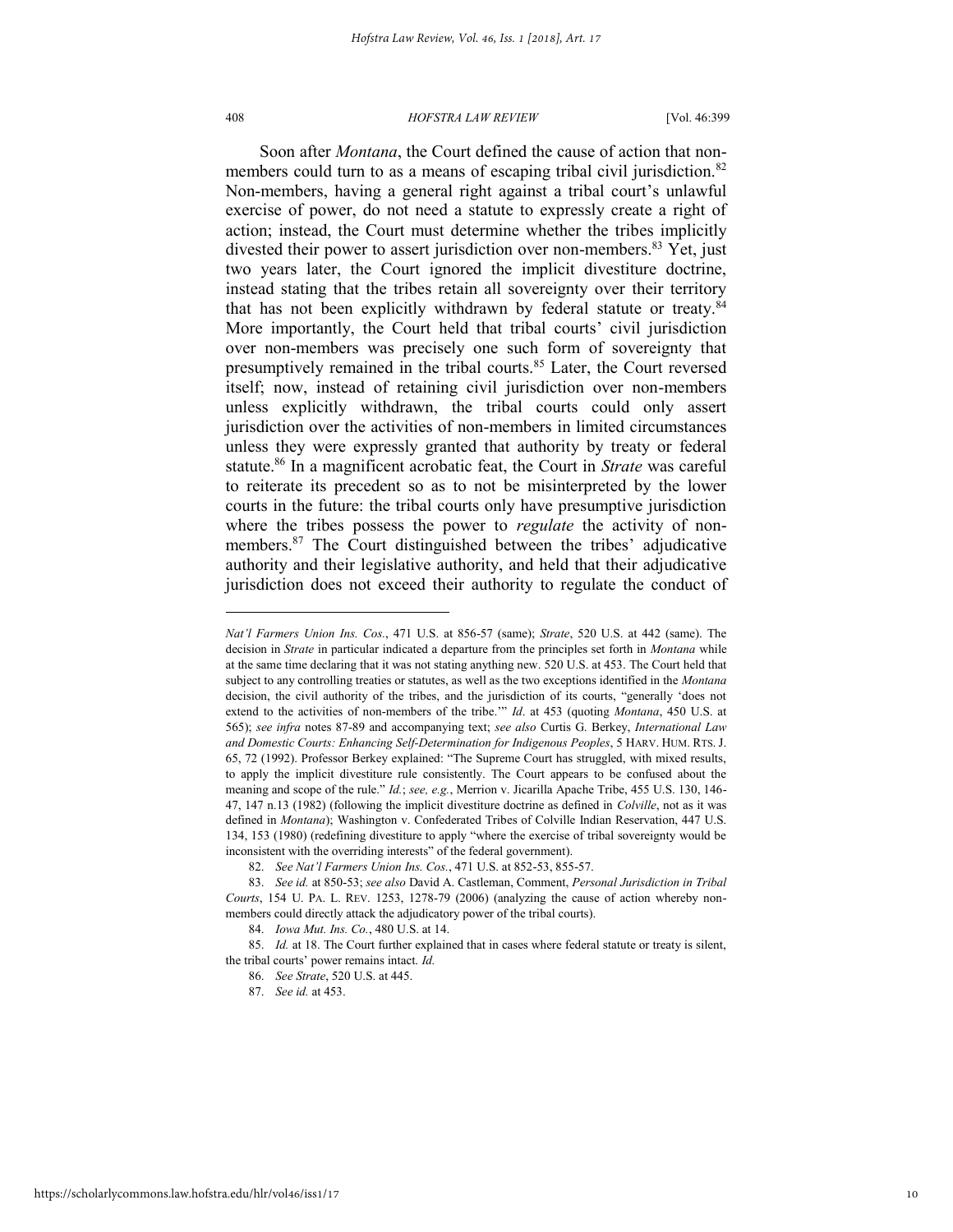Soon after *Montana*, the Court defined the cause of action that non-members could turn to as a means of escaping tribal civil jurisdiction.[82] Non-members, having a general right against a tribal court's unlawful exercise of power, do not need a statute to expressly create a right of action; instead, the Court must determine whether the tribes implicitly divested their power to assert jurisdiction over non-members.[83] Yet, just two years later, the Court ignored the implicit divestiture doctrine, instead stating that the tribes retain all sovereignty over their territory that has not been explicitly withdrawn by federal statute or treaty.[84] More importantly, the Court held that tribal courts' civil jurisdiction over non-members was precisely one such form of sovereignty that presumptively remained in the tribal courts.[85] Later, the Court reversed itself; now, instead of retaining civil jurisdiction over non-members unless explicitly withdrawn, the tribal courts could only assert jurisdiction over the activities of non-members in limited circumstances unless they were expressly granted that authority by treaty or federal statute.[86] In a magnificent acrobatic feat, the Court in *Strate* was careful to reiterate its precedent so as to not be misinterpreted by the lower courts in the future: the tribal courts only have presumptive jurisdiction where the tribes possess the power to *regulate* the activity of non-members.[87] The Court distinguished between the tribes' adjudicative authority and their legislative authority, and held that their adjudicative jurisdiction does not exceed their authority to regulate the conduct of

---

*Nat'l Farmers Union Ins. Cos.*, 471 U.S. at 856-57 (same); *Strate*, 520 U.S. at 442 (same). The decision in *Strate* in particular indicated a departure from the principles set forth in *Montana* while at the same time declaring that it was not stating anything new. 520 U.S. at 453. The Court held that subject to any controlling treaties or statutes, as well as the two exceptions identified in the *Montana* decision, the civil authority of the tribes, and the jurisdiction of its courts, "generally 'does not extend to the activities of non-members of the tribe.'" *Id*. at 453 (quoting *Montana*, 450 U.S. at 565); *see infra* notes 87-89 and accompanying text; *see also* Curtis G. Berkey, *International Law and Domestic Courts: Enhancing Self-Determination for Indigenous Peoples*, 5 HARV. HUM. RTS. J. 65, 72 (1992). Professor Berkey explained: "The Supreme Court has struggled, with mixed results, to apply the implicit divestiture rule consistently. The Court appears to be confused about the meaning and scope of the rule." *Id.*; *see, e.g.*, Merrion v. Jicarilla Apache Tribe, 455 U.S. 130, 146-47, 147 n.13 (1982) (following the implicit divestiture doctrine as defined in *Colville*, not as it was defined in *Montana*); Washington v. Confederated Tribes of Colville Indian Reservation, 447 U.S. 134, 153 (1980) (redefining divestiture to apply "where the exercise of tribal sovereignty would be inconsistent with the overriding interests" of the federal government).

82. *See Nat'l Farmers Union Ins. Cos.*, 471 U.S. at 852-53, 855-57.

83. *See id.* at 850-53; *see also* David A. Castleman, Comment, *Personal Jurisdiction in Tribal Courts*, 154 U. PA. L. REV. 1253, 1278-79 (2006) (analyzing the cause of action whereby non-members could directly attack the adjudicatory power of the tribal courts).

84. *Iowa Mut. Ins. Co.*, 480 U.S. at 14.

85. *Id.* at 18. The Court further explained that in cases where federal statute or treaty is silent, the tribal courts' power remains intact. *Id.*

86. *See Strate*, 520 U.S. at 445.

87. *See id.* at 453.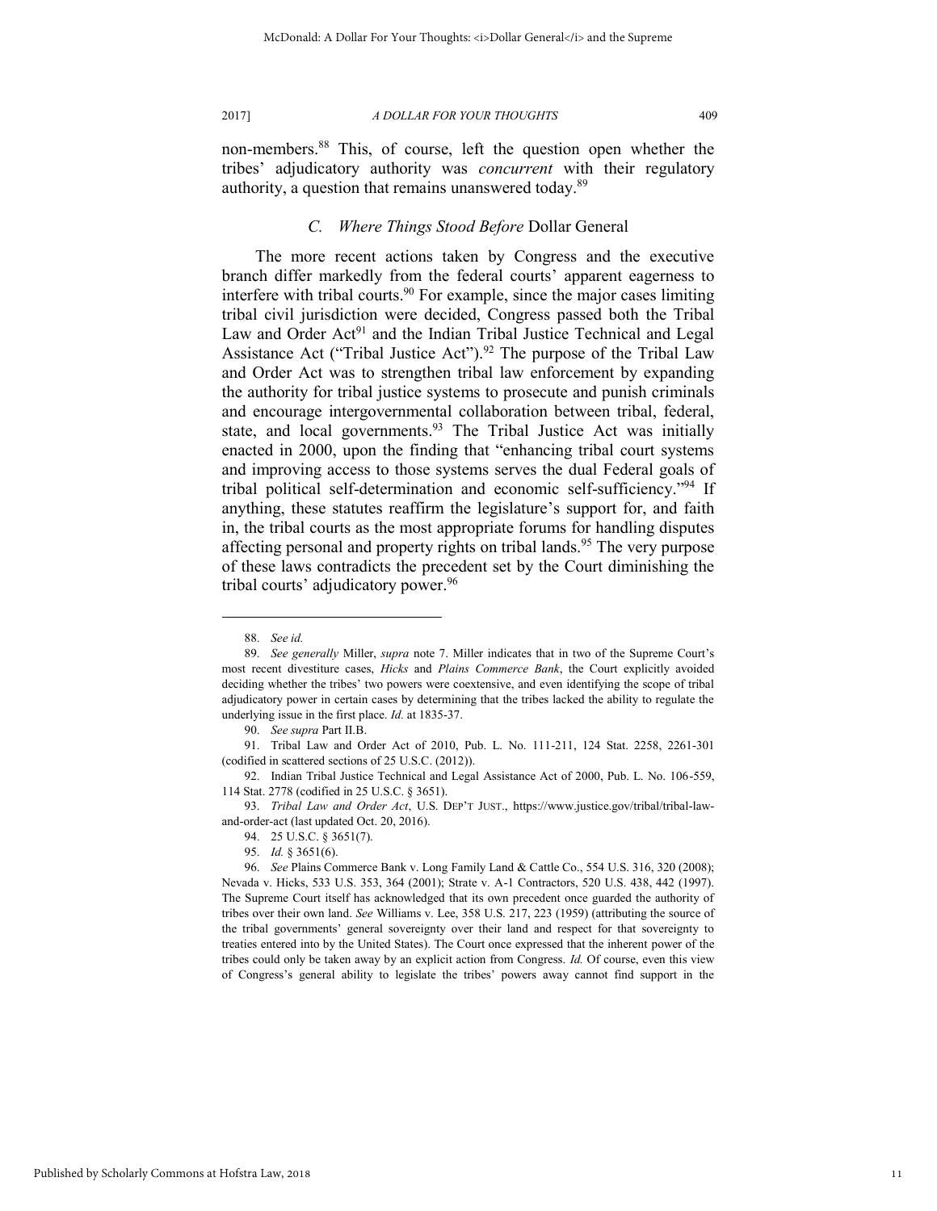non-members.[88] This, of course, left the question open whether the tribes' adjudicatory authority was *concurrent* with their regulatory authority, a question that remains unanswered today.[89]

### *C. Where Things Stood Before* Dollar General

The more recent actions taken by Congress and the executive branch differ markedly from the federal courts' apparent eagerness to interfere with tribal courts.[90] For example, since the major cases limiting tribal civil jurisdiction were decided, Congress passed both the Tribal Law and Order Act[91] and the Indian Tribal Justice Technical and Legal Assistance Act ("Tribal Justice Act").[92] The purpose of the Tribal Law and Order Act was to strengthen tribal law enforcement by expanding the authority for tribal justice systems to prosecute and punish criminals and encourage intergovernmental collaboration between tribal, federal, state, and local governments.[93] The Tribal Justice Act was initially enacted in 2000, upon the finding that "enhancing tribal court systems and improving access to those systems serves the dual Federal goals of tribal political self-determination and economic self-sufficiency."[94] If anything, these statutes reaffirm the legislature's support for, and faith in, the tribal courts as the most appropriate forums for handling disputes affecting personal and property rights on tribal lands.[95] The very purpose of these laws contradicts the precedent set by the Court diminishing the tribal courts' adjudicatory power.[96]

---

88. *See id.*

89. *See generally* Miller, *supra* note 7. Miller indicates that in two of the Supreme Court's most recent divestiture cases, *Hicks* and *Plains Commerce Bank*, the Court explicitly avoided deciding whether the tribes' two powers were coextensive, and even identifying the scope of tribal adjudicatory power in certain cases by determining that the tribes lacked the ability to regulate the underlying issue in the first place. *Id.* at 1835-37.

90. *See supra* Part II.B.

91. Tribal Law and Order Act of 2010, Pub. L. No. 111-211, 124 Stat. 2258, 2261-301 (codified in scattered sections of 25 U.S.C. (2012)).

92. Indian Tribal Justice Technical and Legal Assistance Act of 2000, Pub. L. No. 106-559, 114 Stat. 2778 (codified in 25 U.S.C. § 3651).

93. *Tribal Law and Order Act*, U.S. DEP'T JUST., https://www.justice.gov/tribal/tribal-law-and-order-act (last updated Oct. 20, 2016).

94. 25 U.S.C. § 3651(7).

95. *Id.* § 3651(6).

96. *See* Plains Commerce Bank v. Long Family Land & Cattle Co., 554 U.S. 316, 320 (2008); Nevada v. Hicks, 533 U.S. 353, 364 (2001); Strate v. A-1 Contractors, 520 U.S. 438, 442 (1997). The Supreme Court itself has acknowledged that its own precedent once guarded the authority of tribes over their own land. *See* Williams v. Lee, 358 U.S. 217, 223 (1959) (attributing the source of the tribal governments' general sovereignty over their land and respect for that sovereignty to treaties entered into by the United States). The Court once expressed that the inherent power of the tribes could only be taken away by an explicit action from Congress. *Id.* Of course, even this view of Congress's general ability to legislate the tribes' powers away cannot find support in the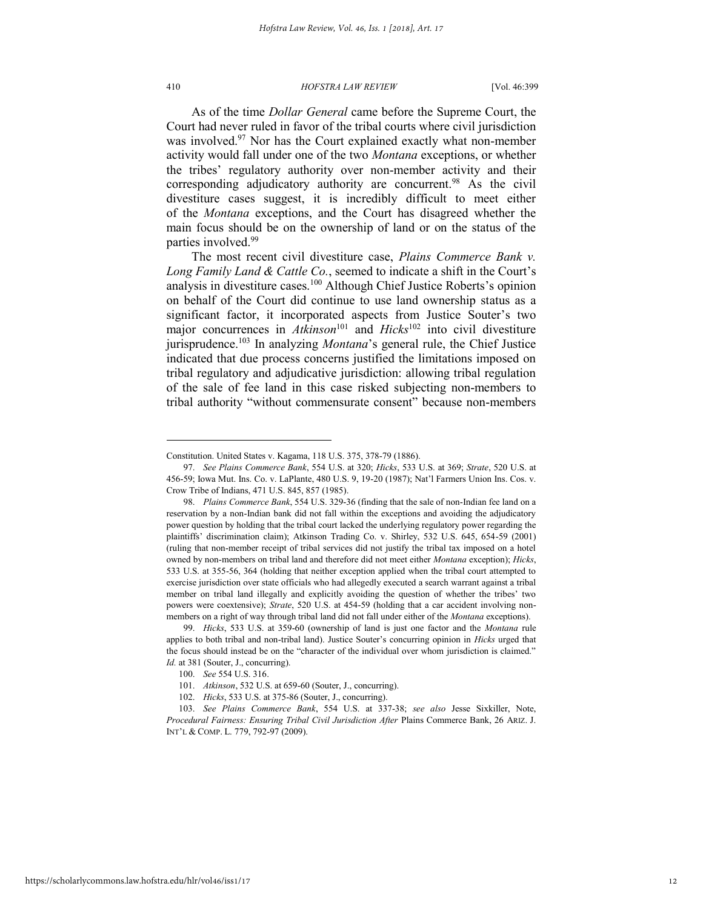As of the time *Dollar General* came before the Supreme Court, the Court had never ruled in favor of the tribal courts where civil jurisdiction was involved.[97] Nor has the Court explained exactly what non-member activity would fall under one of the two *Montana* exceptions, or whether the tribes' regulatory authority over non-member activity and their corresponding adjudicatory authority are concurrent.[98] As the civil divestiture cases suggest, it is incredibly difficult to meet either of the *Montana* exceptions, and the Court has disagreed whether the main focus should be on the ownership of land or on the status of the parties involved.[99]

The most recent civil divestiture case, *Plains Commerce Bank v. Long Family Land & Cattle Co.*, seemed to indicate a shift in the Court's analysis in divestiture cases.[100] Although Chief Justice Roberts's opinion on behalf of the Court did continue to use land ownership status as a significant factor, it incorporated aspects from Justice Souter's two major concurrences in *Atkinson*[101] and *Hicks*[102] into civil divestiture jurisprudence.[103] In analyzing *Montana*'s general rule, the Chief Justice indicated that due process concerns justified the limitations imposed on tribal regulatory and adjudicative jurisdiction: allowing tribal regulation of the sale of fee land in this case risked subjecting non-members to tribal authority "without commensurate consent" because non-members

---

Constitution. United States v. Kagama, 118 U.S. 375, 378-79 (1886).

97. *See Plains Commerce Bank*, 554 U.S. at 320; *Hicks*, 533 U.S. at 369; *Strate*, 520 U.S. at 456-59; Iowa Mut. Ins. Co. v. LaPlante, 480 U.S. 9, 19-20 (1987); Nat'l Farmers Union Ins. Cos. v. Crow Tribe of Indians, 471 U.S. 845, 857 (1985).

98. *Plains Commerce Bank*, 554 U.S. 329-36 (finding that the sale of non-Indian fee land on a reservation by a non-Indian bank did not fall within the exceptions and avoiding the adjudicatory power question by holding that the tribal court lacked the underlying regulatory power regarding the plaintiffs' discrimination claim); Atkinson Trading Co. v. Shirley, 532 U.S. 645, 654-59 (2001) (ruling that non-member receipt of tribal services did not justify the tribal tax imposed on a hotel owned by non-members on tribal land and therefore did not meet either *Montana* exception); *Hicks*, 533 U.S. at 355-56, 364 (holding that neither exception applied when the tribal court attempted to exercise jurisdiction over state officials who had allegedly executed a search warrant against a tribal member on tribal land illegally and explicitly avoiding the question of whether the tribes' two powers were coextensive); *Strate*, 520 U.S. at 454-59 (holding that a car accident involving non-members on a right of way through tribal land did not fall under either of the *Montana* exceptions).

99. *Hicks*, 533 U.S. at 359-60 (ownership of land is just one factor and the *Montana* rule applies to both tribal and non-tribal land). Justice Souter's concurring opinion in *Hicks* urged that the focus should instead be on the "character of the individual over whom jurisdiction is claimed." *Id.* at 381 (Souter, J., concurring).

100. *See* 554 U.S. 316.

101. *Atkinson*, 532 U.S. at 659-60 (Souter, J., concurring).

102. *Hicks*, 533 U.S. at 375-86 (Souter, J., concurring).

103. *See Plains Commerce Bank*, 554 U.S. at 337-38; *see also* Jesse Sixkiller, Note, *Procedural Fairness: Ensuring Tribal Civil Jurisdiction After* Plains Commerce Bank, 26 ARIZ. J. INT'L & COMP. L. 779, 792-97 (2009).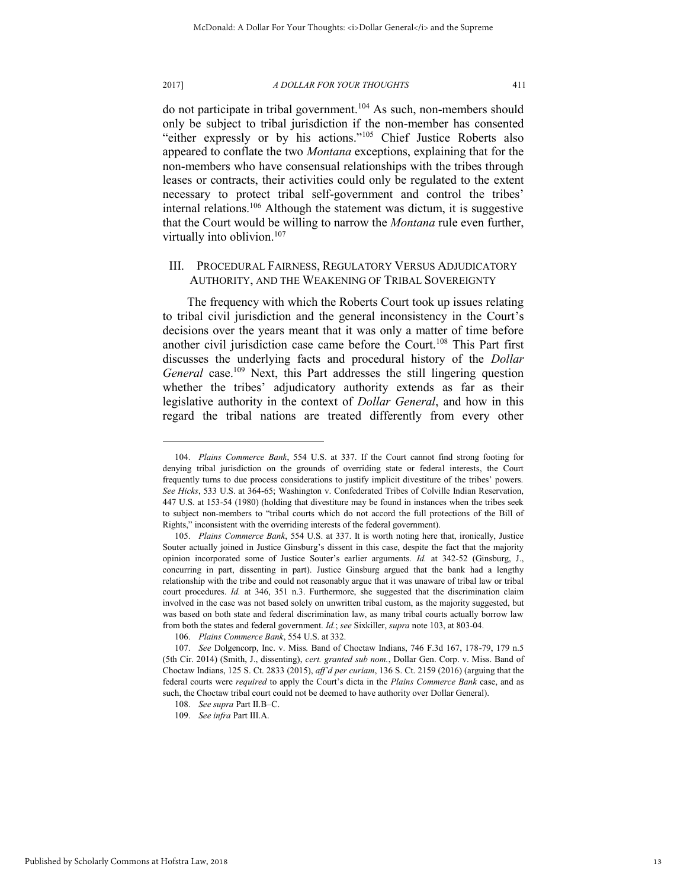do not participate in tribal government.[104] As such, non-members should only be subject to tribal jurisdiction if the non-member has consented "either expressly or by his actions."[105] Chief Justice Roberts also appeared to conflate the two *Montana* exceptions, explaining that for the non-members who have consensual relationships with the tribes through leases or contracts, their activities could only be regulated to the extent necessary to protect tribal self-government and control the tribes' internal relations.[106] Although the statement was dictum, it is suggestive that the Court would be willing to narrow the *Montana* rule even further, virtually into oblivion.[107]

## III. Procedural Fairness, Regulatory Versus Adjudicatory Authority, and the Weakening of Tribal Sovereignty

The frequency with which the Roberts Court took up issues relating to tribal civil jurisdiction and the general inconsistency in the Court's decisions over the years meant that it was only a matter of time before another civil jurisdiction case came before the Court.[108] This Part first discusses the underlying facts and procedural history of the *Dollar General* case.[109] Next, this Part addresses the still lingering question whether the tribes' adjudicatory authority extends as far as their legislative authority in the context of *Dollar General*, and how in this regard the tribal nations are treated differently from every other

---

104. *Plains Commerce Bank*, 554 U.S. at 337. If the Court cannot find strong footing for denying tribal jurisdiction on the grounds of overriding state or federal interests, the Court frequently turns to due process considerations to justify implicit divestiture of the tribes' powers. *See Hicks*, 533 U.S. at 364-65; Washington v. Confederated Tribes of Colville Indian Reservation, 447 U.S. at 153-54 (1980) (holding that divestiture may be found in instances when the tribes seek to subject non-members to "tribal courts which do not accord the full protections of the Bill of Rights," inconsistent with the overriding interests of the federal government).

105. *Plains Commerce Bank*, 554 U.S. at 337. It is worth noting here that, ironically, Justice Souter actually joined in Justice Ginsburg's dissent in this case, despite the fact that the majority opinion incorporated some of Justice Souter's earlier arguments. *Id.* at 342-52 (Ginsburg, J., concurring in part, dissenting in part). Justice Ginsburg argued that the bank had a lengthy relationship with the tribe and could not reasonably argue that it was unaware of tribal law or tribal court procedures. *Id.* at 346, 351 n.3. Furthermore, she suggested that the discrimination claim involved in the case was not based solely on unwritten tribal custom, as the majority suggested, but was based on both state and federal discrimination law, as many tribal courts actually borrow law from both the states and federal government. *Id.*; *see* Sixkiller, *supra* note 103, at 803-04.

106. *Plains Commerce Bank*, 554 U.S. at 332.

107. *See* Dolgencorp, Inc. v. Miss. Band of Choctaw Indians, 746 F.3d 167, 178-79, 179 n.5 (5th Cir. 2014) (Smith, J., dissenting), *cert. granted sub nom.*, Dollar Gen. Corp. v. Miss. Band of Choctaw Indians, 125 S. Ct. 2833 (2015), *aff'd per curiam*, 136 S. Ct. 2159 (2016) (arguing that the federal courts were *required* to apply the Court's dicta in the *Plains Commerce Bank* case, and as such, the Choctaw tribal court could not be deemed to have authority over Dollar General).

108. *See supra* Part II.B–C.

109. *See infra* Part III.A.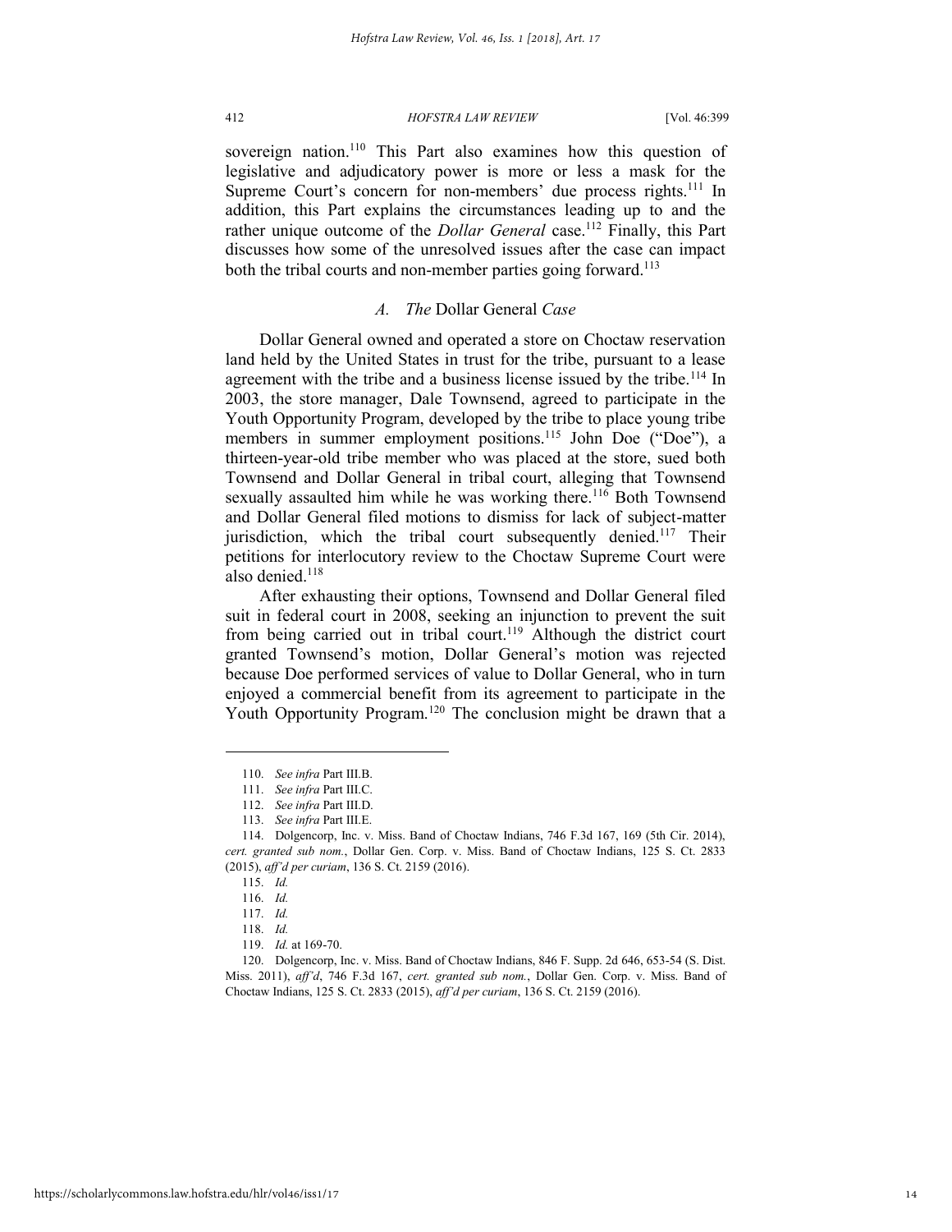sovereign nation.[110] This Part also examines how this question of legislative and adjudicatory power is more or less a mask for the Supreme Court's concern for non-members' due process rights.[111] In addition, this Part explains the circumstances leading up to and the rather unique outcome of the *Dollar General* case.[112] Finally, this Part discusses how some of the unresolved issues after the case can impact both the tribal courts and non-member parties going forward.[113]

### A. *The* Dollar General *Case*

Dollar General owned and operated a store on Choctaw reservation land held by the United States in trust for the tribe, pursuant to a lease agreement with the tribe and a business license issued by the tribe.[114] In 2003, the store manager, Dale Townsend, agreed to participate in the Youth Opportunity Program, developed by the tribe to place young tribe members in summer employment positions.[115] John Doe ("Doe"), a thirteen-year-old tribe member who was placed at the store, sued both Townsend and Dollar General in tribal court, alleging that Townsend sexually assaulted him while he was working there.[116] Both Townsend and Dollar General filed motions to dismiss for lack of subject-matter jurisdiction, which the tribal court subsequently denied.[117] Their petitions for interlocutory review to the Choctaw Supreme Court were also denied.[118]

After exhausting their options, Townsend and Dollar General filed suit in federal court in 2008, seeking an injunction to prevent the suit from being carried out in tribal court.[119] Although the district court granted Townsend's motion, Dollar General's motion was rejected because Doe performed services of value to Dollar General, who in turn enjoyed a commercial benefit from its agreement to participate in the Youth Opportunity Program.[120] The conclusion might be drawn that a

---

110. *See infra* Part III.B.

111. *See infra* Part III.C.

112. *See infra* Part III.D.

113. *See infra* Part III.E.

114. Dolgencorp, Inc. v. Miss. Band of Choctaw Indians, 746 F.3d 167, 169 (5th Cir. 2014), *cert. granted sub nom.*, Dollar Gen. Corp. v. Miss. Band of Choctaw Indians, 125 S. Ct. 2833 (2015), *aff'd per curiam*, 136 S. Ct. 2159 (2016).

115. *Id.*

116. *Id.*

117. *Id.*

118. *Id.*

119. *Id.* at 169-70.

120. Dolgencorp, Inc. v. Miss. Band of Choctaw Indians, 846 F. Supp. 2d 646, 653-54 (S. Dist. Miss. 2011), *aff'd*, 746 F.3d 167, *cert. granted sub nom.*, Dollar Gen. Corp. v. Miss. Band of Choctaw Indians, 125 S. Ct. 2833 (2015), *aff'd per curiam*, 136 S. Ct. 2159 (2016).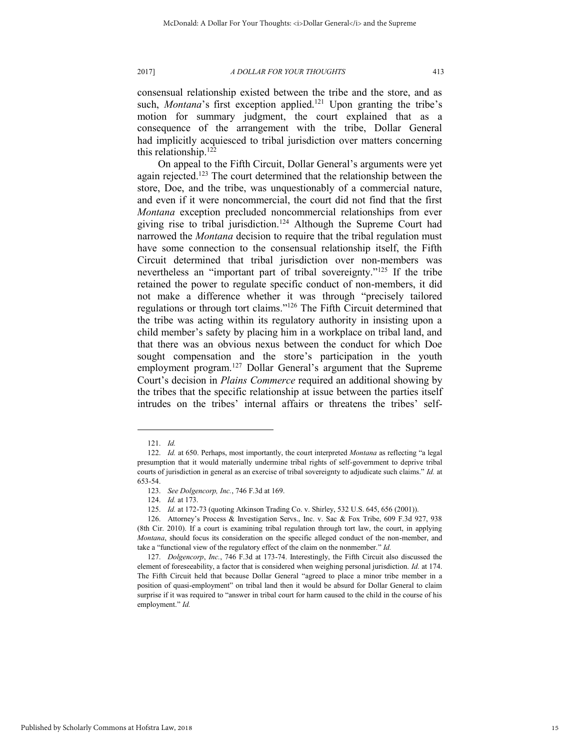consensual relationship existed between the tribe and the store, and as such, *Montana*'s first exception applied.[121] Upon granting the tribe's motion for summary judgment, the court explained that as a consequence of the arrangement with the tribe, Dollar General had implicitly acquiesced to tribal jurisdiction over matters concerning this relationship.[122]

On appeal to the Fifth Circuit, Dollar General's arguments were yet again rejected.[123] The court determined that the relationship between the store, Doe, and the tribe, was unquestionably of a commercial nature, and even if it were noncommercial, the court did not find that the first *Montana* exception precluded noncommercial relationships from ever giving rise to tribal jurisdiction.[124] Although the Supreme Court had narrowed the *Montana* decision to require that the tribal regulation must have some connection to the consensual relationship itself, the Fifth Circuit determined that tribal jurisdiction over non-members was nevertheless an "important part of tribal sovereignty."[125] If the tribe retained the power to regulate specific conduct of non-members, it did not make a difference whether it was through "precisely tailored regulations or through tort claims."[126] The Fifth Circuit determined that the tribe was acting within its regulatory authority in insisting upon a child member's safety by placing him in a workplace on tribal land, and that there was an obvious nexus between the conduct for which Doe sought compensation and the store's participation in the youth employment program.[127] Dollar General's argument that the Supreme Court's decision in *Plains Commerce* required an additional showing by the tribes that the specific relationship at issue between the parties itself intrudes on the tribes' internal affairs or threatens the tribes' self-

---

121. *Id.*

122. *Id.* at 650. Perhaps, most importantly, the court interpreted *Montana* as reflecting "a legal presumption that it would materially undermine tribal rights of self-government to deprive tribal courts of jurisdiction in general as an exercise of tribal sovereignty to adjudicate such claims." *Id.* at 653-54.

123. *See Dolgencorp, Inc.*, 746 F.3d at 169.

124. *Id.* at 173.

125. *Id.* at 172-73 (quoting Atkinson Trading Co. v. Shirley, 532 U.S. 645, 656 (2001)).

126. Attorney's Process & Investigation Servs., Inc. v. Sac & Fox Tribe, 609 F.3d 927, 938 (8th Cir. 2010). If a court is examining tribal regulation through tort law, the court, in applying *Montana*, should focus its consideration on the specific alleged conduct of the non-member, and take a "functional view of the regulatory effect of the claim on the nonmember." *Id.*

127. *Dolgencorp*, *Inc.*, 746 F.3d at 173-74. Interestingly, the Fifth Circuit also discussed the element of foreseeability, a factor that is considered when weighing personal jurisdiction. *Id.* at 174. The Fifth Circuit held that because Dollar General "agreed to place a minor tribe member in a position of quasi-employment" on tribal land then it would be absurd for Dollar General to claim surprise if it was required to "answer in tribal court for harm caused to the child in the course of his employment." *Id.*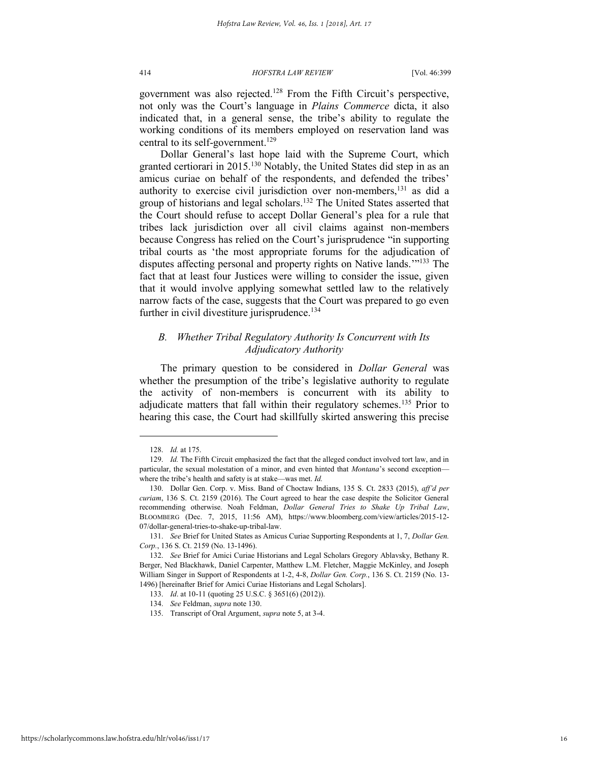government was also rejected.[128] From the Fifth Circuit's perspective, not only was the Court's language in *Plains Commerce* dicta, it also indicated that, in a general sense, the tribe's ability to regulate the working conditions of its members employed on reservation land was central to its self-government.[129]

Dollar General's last hope laid with the Supreme Court, which granted certiorari in 2015.[130] Notably, the United States did step in as an amicus curiae on behalf of the respondents, and defended the tribes' authority to exercise civil jurisdiction over non-members,[131] as did a group of historians and legal scholars.[132] The United States asserted that the Court should refuse to accept Dollar General's plea for a rule that tribes lack jurisdiction over all civil claims against non-members because Congress has relied on the Court's jurisprudence "in supporting tribal courts as 'the most appropriate forums for the adjudication of disputes affecting personal and property rights on Native lands.'"[133] The fact that at least four Justices were willing to consider the issue, given that it would involve applying somewhat settled law to the relatively narrow facts of the case, suggests that the Court was prepared to go even further in civil divestiture jurisprudence.[134]

### *B. Whether Tribal Regulatory Authority Is Concurrent with Its Adjudicatory Authority*

The primary question to be considered in *Dollar General* was whether the presumption of the tribe's legislative authority to regulate the activity of non-members is concurrent with its ability to adjudicate matters that fall within their regulatory schemes.[135] Prior to hearing this case, the Court had skillfully skirted answering this precise

---

128. *Id.* at 175.

129. *Id.* The Fifth Circuit emphasized the fact that the alleged conduct involved tort law, and in particular, the sexual molestation of a minor, and even hinted that *Montana*'s second exception—where the tribe's health and safety is at stake—was met. *Id.*

130. Dollar Gen. Corp. v. Miss. Band of Choctaw Indians, 135 S. Ct. 2833 (2015), *aff'd per curiam*, 136 S. Ct. 2159 (2016). The Court agreed to hear the case despite the Solicitor General recommending otherwise. Noah Feldman, *Dollar General Tries to Shake Up Tribal Law*, BLOOMBERG (Dec. 7, 2015, 11:56 AM), https://www.bloomberg.com/view/articles/2015-12-07/dollar-general-tries-to-shake-up-tribal-law.

131. *See* Brief for United States as Amicus Curiae Supporting Respondents at 1, 7, *Dollar Gen. Corp.*, 136 S. Ct. 2159 (No. 13-1496).

132. *See* Brief for Amici Curiae Historians and Legal Scholars Gregory Ablavsky, Bethany R. Berger, Ned Blackhawk, Daniel Carpenter, Matthew L.M. Fletcher, Maggie McKinley, and Joseph William Singer in Support of Respondents at 1-2, 4-8, *Dollar Gen. Corp.*, 136 S. Ct. 2159 (No. 13-1496) [hereinafter Brief for Amici Curiae Historians and Legal Scholars].

133. *Id*. at 10-11 (quoting 25 U.S.C. § 3651(6) (2012)).

134. *See* Feldman, *supra* note 130.

135. Transcript of Oral Argument, *supra* note 5, at 3-4.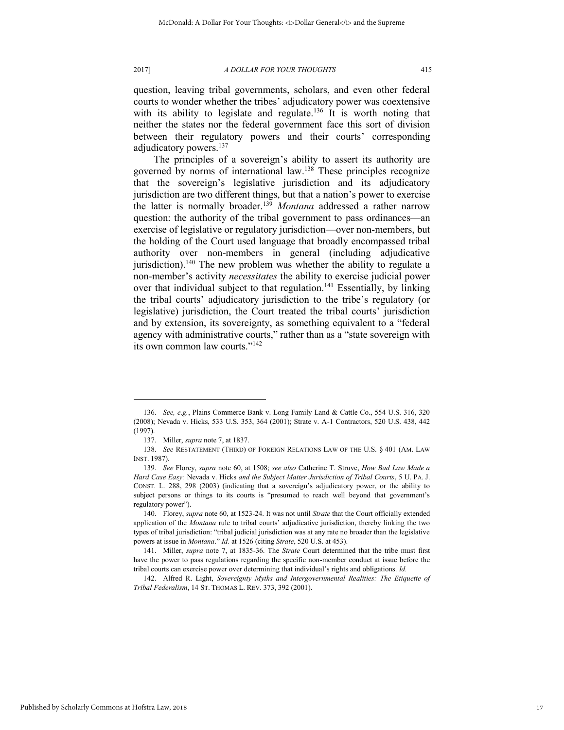question, leaving tribal governments, scholars, and even other federal courts to wonder whether the tribes' adjudicatory power was coextensive with its ability to legislate and regulate.[136] It is worth noting that neither the states nor the federal government face this sort of division between their regulatory powers and their courts' corresponding adjudicatory powers.[137]

The principles of a sovereign's ability to assert its authority are governed by norms of international law.[138] These principles recognize that the sovereign's legislative jurisdiction and its adjudicatory jurisdiction are two different things, but that a nation's power to exercise the latter is normally broader.[139] *Montana* addressed a rather narrow question: the authority of the tribal government to pass ordinances—an exercise of legislative or regulatory jurisdiction—over non-members, but the holding of the Court used language that broadly encompassed tribal authority over non-members in general (including adjudicative jurisdiction).[140] The new problem was whether the ability to regulate a non-member's activity *necessitates* the ability to exercise judicial power over that individual subject to that regulation.[141] Essentially, by linking the tribal courts' adjudicatory jurisdiction to the tribe's regulatory (or legislative) jurisdiction, the Court treated the tribal courts' jurisdiction and by extension, its sovereignty, as something equivalent to a "federal agency with administrative courts," rather than as a "state sovereign with its own common law courts."[142]

---

136. *See, e.g.*, Plains Commerce Bank v. Long Family Land & Cattle Co., 554 U.S. 316, 320 (2008); Nevada v. Hicks, 533 U.S. 353, 364 (2001); Strate v. A-1 Contractors, 520 U.S. 438, 442 (1997).

137. Miller, *supra* note 7, at 1837.

138. *See* RESTATEMENT (THIRD) OF FOREIGN RELATIONS LAW OF THE U.S. § 401 (AM. LAW INST. 1987).

139. *See* Florey, *supra* note 60, at 1508; *see also* Catherine T. Struve, *How Bad Law Made a Hard Case Easy:* Nevada v. Hicks *and the Subject Matter Jurisdiction of Tribal Courts*, 5 U. PA. J. CONST. L. 288, 298 (2003) (indicating that a sovereign's adjudicatory power, or the ability to subject persons or things to its courts is "presumed to reach well beyond that government's regulatory power").

140. Florey, *supra* note 60, at 1523-24. It was not until *Strate* that the Court officially extended application of the *Montana* rule to tribal courts' adjudicative jurisdiction, thereby linking the two types of tribal jurisdiction: "tribal judicial jurisdiction was at any rate no broader than the legislative powers at issue in *Montana*." *Id.* at 1526 (citing *Strate*, 520 U.S. at 453).

141. Miller, *supra* note 7, at 1835-36. The *Strate* Court determined that the tribe must first have the power to pass regulations regarding the specific non-member conduct at issue before the tribal courts can exercise power over determining that individual's rights and obligations. *Id.*

142. Alfred R. Light, *Sovereignty Myths and Intergovernmental Realities: The Etiquette of Tribal Federalism*, 14 ST. THOMAS L. REV. 373, 392 (2001).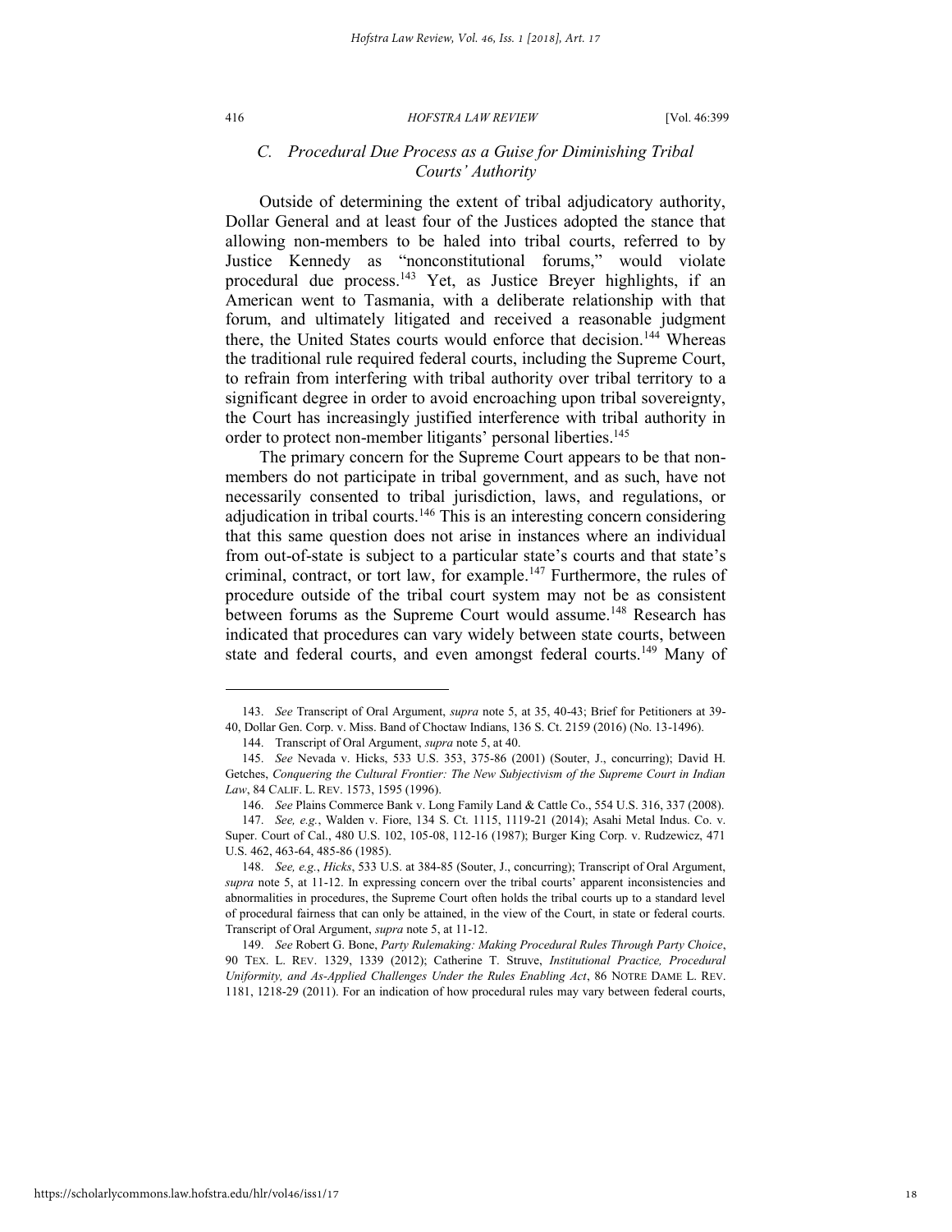### C. *Procedural Due Process as a Guise for Diminishing Tribal Courts' Authority*

Outside of determining the extent of tribal adjudicatory authority, Dollar General and at least four of the Justices adopted the stance that allowing non-members to be haled into tribal courts, referred to by Justice Kennedy as "nonconstitutional forums," would violate procedural due process.[143] Yet, as Justice Breyer highlights, if an American went to Tasmania, with a deliberate relationship with that forum, and ultimately litigated and received a reasonable judgment there, the United States courts would enforce that decision.[144] Whereas the traditional rule required federal courts, including the Supreme Court, to refrain from interfering with tribal authority over tribal territory to a significant degree in order to avoid encroaching upon tribal sovereignty, the Court has increasingly justified interference with tribal authority in order to protect non-member litigants' personal liberties.[145]

The primary concern for the Supreme Court appears to be that non-members do not participate in tribal government, and as such, have not necessarily consented to tribal jurisdiction, laws, and regulations, or adjudication in tribal courts.[146] This is an interesting concern considering that this same question does not arise in instances where an individual from out-of-state is subject to a particular state's courts and that state's criminal, contract, or tort law, for example.[147] Furthermore, the rules of procedure outside of the tribal court system may not be as consistent between forums as the Supreme Court would assume.[148] Research has indicated that procedures can vary widely between state courts, between state and federal courts, and even amongst federal courts.[149] Many of

---

143. *See* Transcript of Oral Argument, *supra* note 5, at 35, 40-43; Brief for Petitioners at 39-40, Dollar Gen. Corp. v. Miss. Band of Choctaw Indians, 136 S. Ct. 2159 (2016) (No. 13-1496).

144. Transcript of Oral Argument, *supra* note 5, at 40.

145. *See* Nevada v. Hicks, 533 U.S. 353, 375-86 (2001) (Souter, J., concurring); David H. Getches, *Conquering the Cultural Frontier: The New Subjectivism of the Supreme Court in Indian Law*, 84 CALIF. L. REV. 1573, 1595 (1996).

146. *See* Plains Commerce Bank v. Long Family Land & Cattle Co., 554 U.S. 316, 337 (2008).

147. *See, e.g.*, Walden v. Fiore, 134 S. Ct. 1115, 1119-21 (2014); Asahi Metal Indus. Co. v. Super. Court of Cal., 480 U.S. 102, 105-08, 112-16 (1987); Burger King Corp. v. Rudzewicz, 471 U.S. 462, 463-64, 485-86 (1985).

148. *See, e.g.*, *Hicks*, 533 U.S. at 384-85 (Souter, J., concurring); Transcript of Oral Argument, *supra* note 5, at 11-12. In expressing concern over the tribal courts' apparent inconsistencies and abnormalities in procedures, the Supreme Court often holds the tribal courts up to a standard level of procedural fairness that can only be attained, in the view of the Court, in state or federal courts. Transcript of Oral Argument, *supra* note 5, at 11-12.

149. *See* Robert G. Bone, *Party Rulemaking: Making Procedural Rules Through Party Choice*, 90 TEX. L. REV. 1329, 1339 (2012); Catherine T. Struve, *Institutional Practice, Procedural Uniformity, and As-Applied Challenges Under the Rules Enabling Act*, 86 NOTRE DAME L. REV. 1181, 1218-29 (2011). For an indication of how procedural rules may vary between federal courts,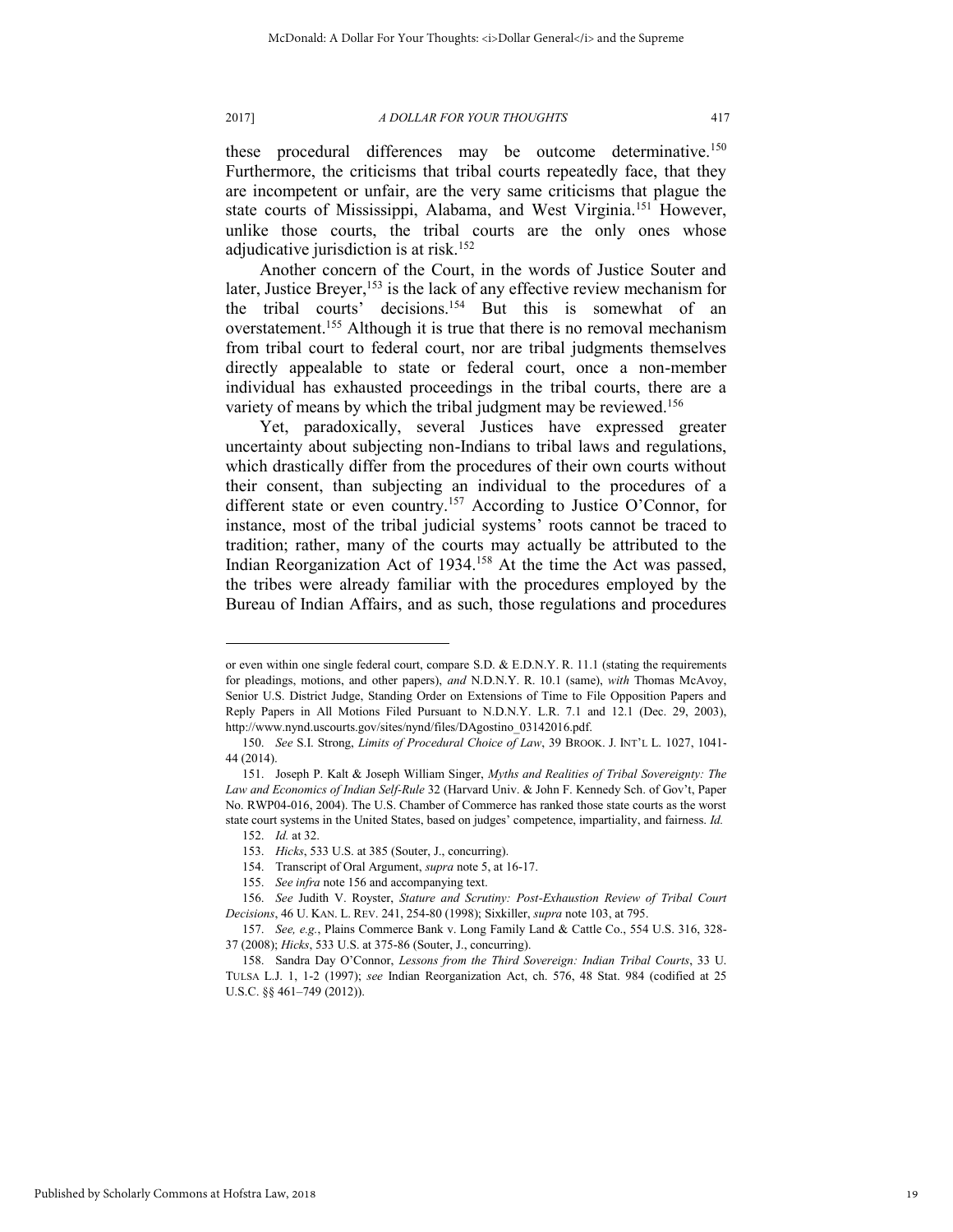these procedural differences may be outcome determinative.[150] Furthermore, the criticisms that tribal courts repeatedly face, that they are incompetent or unfair, are the very same criticisms that plague the state courts of Mississippi, Alabama, and West Virginia.[151] However, unlike those courts, the tribal courts are the only ones whose adjudicative jurisdiction is at risk.[152]

Another concern of the Court, in the words of Justice Souter and later, Justice Breyer,[153] is the lack of any effective review mechanism for the tribal courts' decisions.[154] But this is somewhat of an overstatement.[155] Although it is true that there is no removal mechanism from tribal court to federal court, nor are tribal judgments themselves directly appealable to state or federal court, once a non-member individual has exhausted proceedings in the tribal courts, there are a variety of means by which the tribal judgment may be reviewed.[156]

Yet, paradoxically, several Justices have expressed greater uncertainty about subjecting non-Indians to tribal laws and regulations, which drastically differ from the procedures of their own courts without their consent, than subjecting an individual to the procedures of a different state or even country.[157] According to Justice O'Connor, for instance, most of the tribal judicial systems' roots cannot be traced to tradition; rather, many of the courts may actually be attributed to the Indian Reorganization Act of 1934.[158] At the time the Act was passed, the tribes were already familiar with the procedures employed by the Bureau of Indian Affairs, and as such, those regulations and procedures

---

or even within one single federal court, compare S.D. & E.D.N.Y. R. 11.1 (stating the requirements for pleadings, motions, and other papers), *and* N.D.N.Y. R. 10.1 (same), *with* Thomas McAvoy, Senior U.S. District Judge, Standing Order on Extensions of Time to File Opposition Papers and Reply Papers in All Motions Filed Pursuant to N.D.N.Y. L.R. 7.1 and 12.1 (Dec. 29, 2003), http://www.nynd.uscourts.gov/sites/nynd/files/DAgostino_03142016.pdf.

150. *See* S.I. Strong, *Limits of Procedural Choice of Law*, 39 BROOK. J. INT'L L. 1027, 1041-44 (2014).

151. Joseph P. Kalt & Joseph William Singer, *Myths and Realities of Tribal Sovereignty: The Law and Economics of Indian Self-Rule* 32 (Harvard Univ. & John F. Kennedy Sch. of Gov't, Paper No. RWP04-016, 2004). The U.S. Chamber of Commerce has ranked those state courts as the worst state court systems in the United States, based on judges' competence, impartiality, and fairness. *Id.*

152. *Id.* at 32.

153. *Hicks*, 533 U.S. at 385 (Souter, J., concurring).

154. Transcript of Oral Argument, *supra* note 5, at 16-17.

155. *See infra* note 156 and accompanying text.

156. *See* Judith V. Royster, *Stature and Scrutiny: Post-Exhaustion Review of Tribal Court Decisions*, 46 U. KAN. L. REV. 241, 254-80 (1998); Sixkiller, *supra* note 103, at 795.

157. *See, e.g.*, Plains Commerce Bank v. Long Family Land & Cattle Co., 554 U.S. 316, 328-37 (2008); *Hicks*, 533 U.S. at 375-86 (Souter, J., concurring).

158. Sandra Day O'Connor, *Lessons from the Third Sovereign: Indian Tribal Courts*, 33 U. TULSA L.J. 1, 1-2 (1997); *see* Indian Reorganization Act, ch. 576, 48 Stat. 984 (codified at 25 U.S.C. §§ 461–749 (2012)).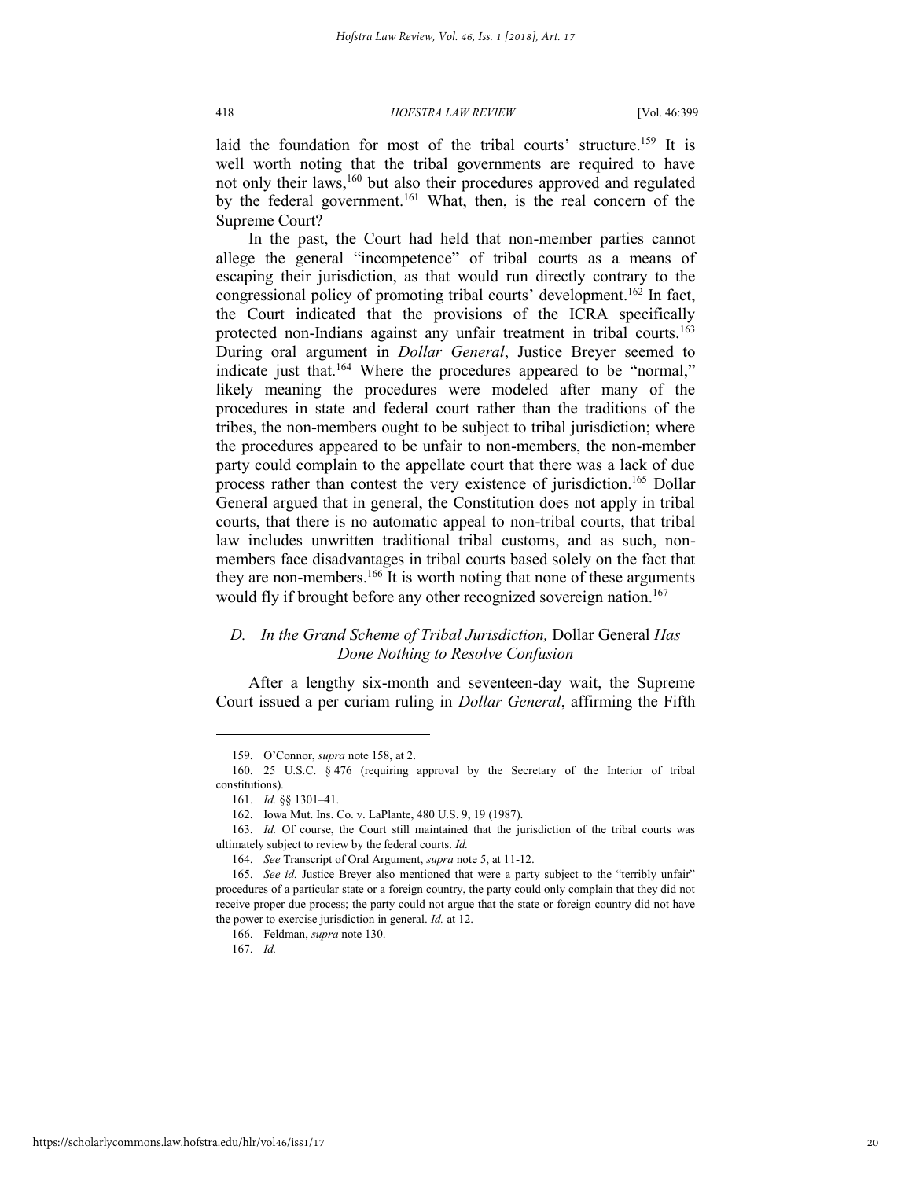laid the foundation for most of the tribal courts' structure.[159] It is well worth noting that the tribal governments are required to have not only their laws,[160] but also their procedures approved and regulated by the federal government.[161] What, then, is the real concern of the Supreme Court?

In the past, the Court had held that non-member parties cannot allege the general "incompetence" of tribal courts as a means of escaping their jurisdiction, as that would run directly contrary to the congressional policy of promoting tribal courts' development.[162] In fact, the Court indicated that the provisions of the ICRA specifically protected non-Indians against any unfair treatment in tribal courts.[163] During oral argument in *Dollar General*, Justice Breyer seemed to indicate just that.[164] Where the procedures appeared to be "normal," likely meaning the procedures were modeled after many of the procedures in state and federal court rather than the traditions of the tribes, the non-members ought to be subject to tribal jurisdiction; where the procedures appeared to be unfair to non-members, the non-member party could complain to the appellate court that there was a lack of due process rather than contest the very existence of jurisdiction.[165] Dollar General argued that in general, the Constitution does not apply in tribal courts, that there is no automatic appeal to non-tribal courts, that tribal law includes unwritten traditional tribal customs, and as such, non-members face disadvantages in tribal courts based solely on the fact that they are non-members.[166] It is worth noting that none of these arguments would fly if brought before any other recognized sovereign nation.[167]

### *D. In the Grand Scheme of Tribal Jurisdiction,* Dollar General *Has Done Nothing to Resolve Confusion*

After a lengthy six-month and seventeen-day wait, the Supreme Court issued a per curiam ruling in *Dollar General*, affirming the Fifth

---

159. O'Connor, *supra* note 158, at 2.

160. 25 U.S.C. § 476 (requiring approval by the Secretary of the Interior of tribal constitutions).

161. *Id.* §§ 1301–41.

162. Iowa Mut. Ins. Co. v. LaPlante, 480 U.S. 9, 19 (1987).

163. *Id.* Of course, the Court still maintained that the jurisdiction of the tribal courts was ultimately subject to review by the federal courts. *Id.*

164. *See* Transcript of Oral Argument, *supra* note 5, at 11-12.

165. *See id.* Justice Breyer also mentioned that were a party subject to the "terribly unfair" procedures of a particular state or a foreign country, the party could only complain that they did not receive proper due process; the party could not argue that the state or foreign country did not have the power to exercise jurisdiction in general. *Id.* at 12.

166. Feldman, *supra* note 130.

167. *Id.*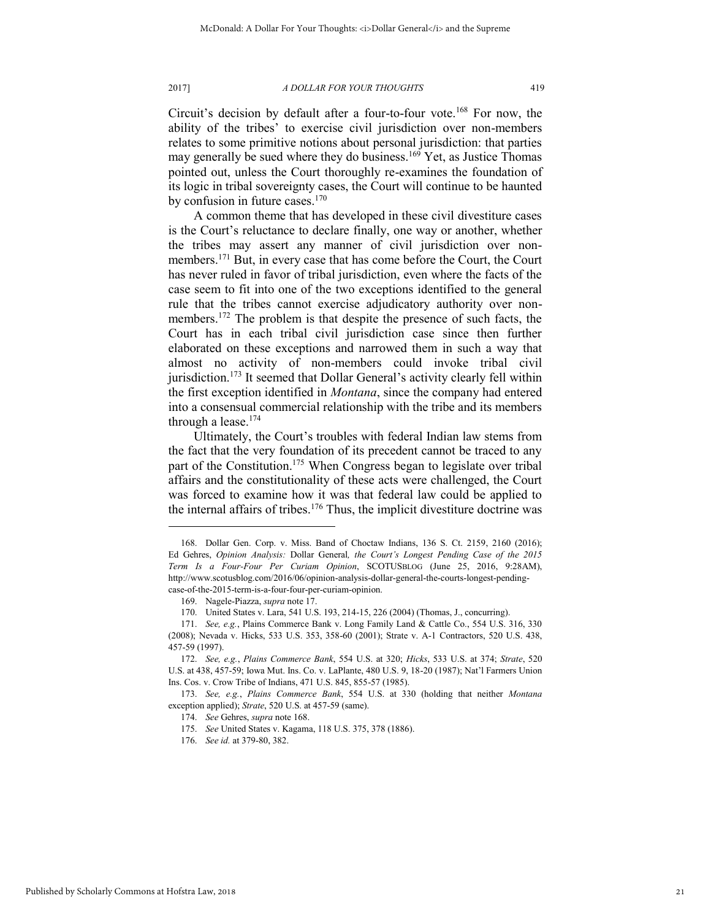Circuit's decision by default after a four-to-four vote.[168] For now, the ability of the tribes' to exercise civil jurisdiction over non-members relates to some primitive notions about personal jurisdiction: that parties may generally be sued where they do business.[169] Yet, as Justice Thomas pointed out, unless the Court thoroughly re-examines the foundation of its logic in tribal sovereignty cases, the Court will continue to be haunted by confusion in future cases.[170]

A common theme that has developed in these civil divestiture cases is the Court's reluctance to declare finally, one way or another, whether the tribes may assert any manner of civil jurisdiction over non-members.[171] But, in every case that has come before the Court, the Court has never ruled in favor of tribal jurisdiction, even where the facts of the case seem to fit into one of the two exceptions identified to the general rule that the tribes cannot exercise adjudicatory authority over non-members.[172] The problem is that despite the presence of such facts, the Court has in each tribal civil jurisdiction case since then further elaborated on these exceptions and narrowed them in such a way that almost no activity of non-members could invoke tribal civil jurisdiction.[173] It seemed that Dollar General's activity clearly fell within the first exception identified in *Montana*, since the company had entered into a consensual commercial relationship with the tribe and its members through a lease.[174]

Ultimately, the Court's troubles with federal Indian law stems from the fact that the very foundation of its precedent cannot be traced to any part of the Constitution.[175] When Congress began to legislate over tribal affairs and the constitutionality of these acts were challenged, the Court was forced to examine how it was that federal law could be applied to the internal affairs of tribes.[176] Thus, the implicit divestiture doctrine was

---

168. Dollar Gen. Corp. v. Miss. Band of Choctaw Indians, 136 S. Ct. 2159, 2160 (2016); Ed Gehres, *Opinion Analysis:* Dollar General*, the Court's Longest Pending Case of the 2015 Term Is a Four-Four Per Curiam Opinion*, SCOTUSBLOG (June 25, 2016, 9:28AM), http://www.scotusblog.com/2016/06/opinion-analysis-dollar-general-the-courts-longest-pending-case-of-the-2015-term-is-a-four-four-per-curiam-opinion.

169. Nagele-Piazza, *supra* note 17.

170. United States v. Lara, 541 U.S. 193, 214-15, 226 (2004) (Thomas, J., concurring).

171. *See, e.g.*, Plains Commerce Bank v. Long Family Land & Cattle Co., 554 U.S. 316, 330 (2008); Nevada v. Hicks, 533 U.S. 353, 358-60 (2001); Strate v. A-1 Contractors, 520 U.S. 438, 457-59 (1997).

172. *See, e.g.*, *Plains Commerce Bank*, 554 U.S. at 320; *Hicks*, 533 U.S. at 374; *Strate*, 520 U.S. at 438, 457-59; Iowa Mut. Ins. Co. v. LaPlante, 480 U.S. 9, 18-20 (1987); Nat'l Farmers Union Ins. Cos. v. Crow Tribe of Indians, 471 U.S. 845, 855-57 (1985).

173. *See, e.g.*, *Plains Commerce Bank*, 554 U.S. at 330 (holding that neither *Montana* exception applied); *Strate*, 520 U.S. at 457-59 (same).

174. *See* Gehres, *supra* note 168.

175. *See* United States v. Kagama, 118 U.S. 375, 378 (1886).

176. *See id.* at 379-80, 382.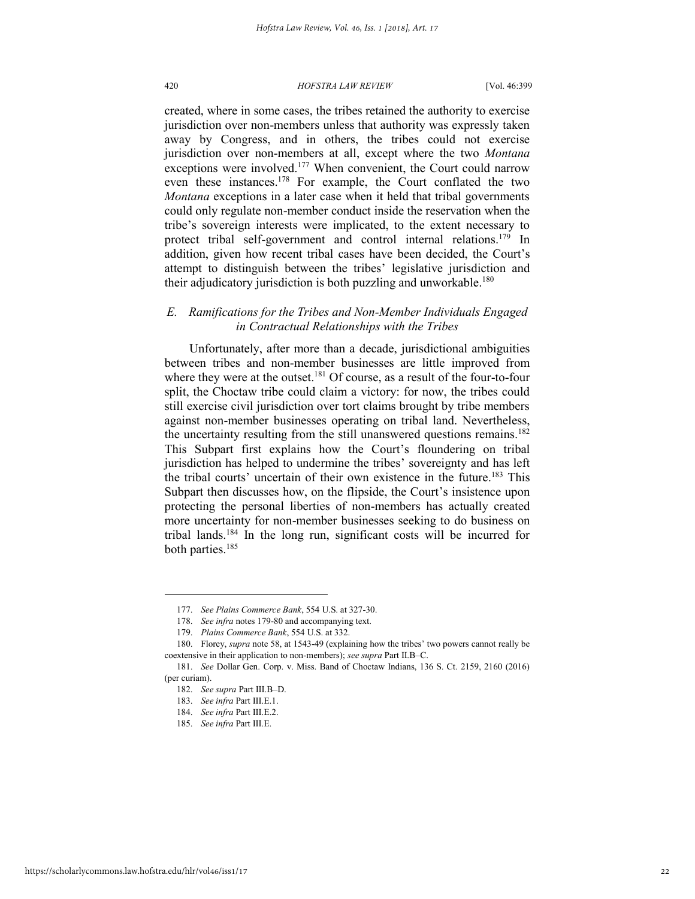created, where in some cases, the tribes retained the authority to exercise jurisdiction over non-members unless that authority was expressly taken away by Congress, and in others, the tribes could not exercise jurisdiction over non-members at all, except where the two *Montana* exceptions were involved.[177] When convenient, the Court could narrow even these instances.[178] For example, the Court conflated the two *Montana* exceptions in a later case when it held that tribal governments could only regulate non-member conduct inside the reservation when the tribe's sovereign interests were implicated, to the extent necessary to protect tribal self-government and control internal relations.[179] In addition, given how recent tribal cases have been decided, the Court's attempt to distinguish between the tribes' legislative jurisdiction and their adjudicatory jurisdiction is both puzzling and unworkable.[180]

### *E. Ramifications for the Tribes and Non-Member Individuals Engaged in Contractual Relationships with the Tribes*

Unfortunately, after more than a decade, jurisdictional ambiguities between tribes and non-member businesses are little improved from where they were at the outset.[181] Of course, as a result of the four-to-four split, the Choctaw tribe could claim a victory: for now, the tribes could still exercise civil jurisdiction over tort claims brought by tribe members against non-member businesses operating on tribal land. Nevertheless, the uncertainty resulting from the still unanswered questions remains.[182] This Subpart first explains how the Court's floundering on tribal jurisdiction has helped to undermine the tribes' sovereignty and has left the tribal courts' uncertain of their own existence in the future.[183] This Subpart then discusses how, on the flipside, the Court's insistence upon protecting the personal liberties of non-members has actually created more uncertainty for non-member businesses seeking to do business on tribal lands.[184] In the long run, significant costs will be incurred for both parties.[185]

---

177. *See Plains Commerce Bank*, 554 U.S. at 327-30.

178. *See infra* notes 179-80 and accompanying text.

179. *Plains Commerce Bank*, 554 U.S. at 332.

180. Florey, *supra* note 58, at 1543-49 (explaining how the tribes' two powers cannot really be coextensive in their application to non-members); *see supra* Part II.B–C.

181. *See* Dollar Gen. Corp. v. Miss. Band of Choctaw Indians, 136 S. Ct. 2159, 2160 (2016) (per curiam).

182. *See supra* Part III.B–D.

183. *See infra* Part III.E.1.

184. *See infra* Part III.E.2.

185. *See infra* Part III.E.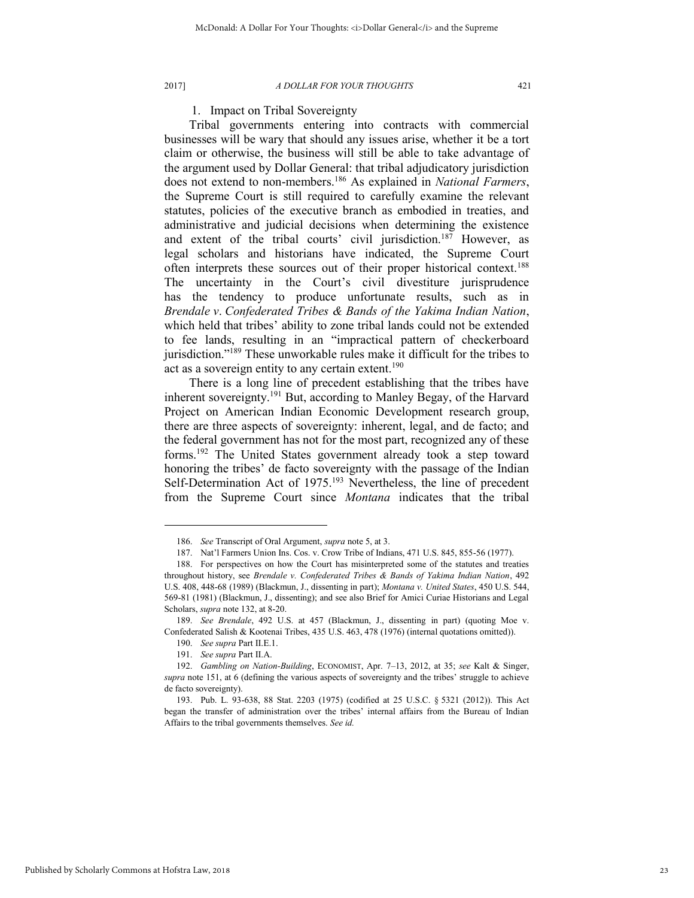1. Impact on Tribal Sovereignty

Tribal governments entering into contracts with commercial businesses will be wary that should any issues arise, whether it be a tort claim or otherwise, the business will still be able to take advantage of the argument used by Dollar General: that tribal adjudicatory jurisdiction does not extend to non-members.[186] As explained in *National Farmers*, the Supreme Court is still required to carefully examine the relevant statutes, policies of the executive branch as embodied in treaties, and administrative and judicial decisions when determining the existence and extent of the tribal courts' civil jurisdiction.[187] However, as legal scholars and historians have indicated, the Supreme Court often interprets these sources out of their proper historical context.[188] The uncertainty in the Court's civil divestiture jurisprudence has the tendency to produce unfortunate results, such as in *Brendale v. Confederated Tribes & Bands of the Yakima Indian Nation*, which held that tribes' ability to zone tribal lands could not be extended to fee lands, resulting in an "impractical pattern of checkerboard jurisdiction."[189] These unworkable rules make it difficult for the tribes to act as a sovereign entity to any certain extent.[190]

There is a long line of precedent establishing that the tribes have inherent sovereignty.[191] But, according to Manley Begay, of the Harvard Project on American Indian Economic Development research group, there are three aspects of sovereignty: inherent, legal, and de facto; and the federal government has not for the most part, recognized any of these forms.[192] The United States government already took a step toward honoring the tribes' de facto sovereignty with the passage of the Indian Self-Determination Act of 1975.[193] Nevertheless, the line of precedent from the Supreme Court since *Montana* indicates that the tribal

---

186. *See* Transcript of Oral Argument, *supra* note 5, at 3.

187. Nat'l Farmers Union Ins. Cos. v. Crow Tribe of Indians, 471 U.S. 845, 855-56 (1977).

188. For perspectives on how the Court has misinterpreted some of the statutes and treaties throughout history, see *Brendale v. Confederated Tribes & Bands of Yakima Indian Nation*, 492 U.S. 408, 448-68 (1989) (Blackmun, J., dissenting in part); *Montana v. United States*, 450 U.S. 544, 569-81 (1981) (Blackmun, J., dissenting); and see also Brief for Amici Curiae Historians and Legal Scholars, *supra* note 132, at 8-20.

189. *See Brendale*, 492 U.S. at 457 (Blackmun, J., dissenting in part) (quoting Moe v. Confederated Salish & Kootenai Tribes, 435 U.S. 463, 478 (1976) (internal quotations omitted)).

190. *See supra* Part II.E.1.

191. *See supra* Part II.A.

192. *Gambling on Nation-Building*, ECONOMIST, Apr. 7–13, 2012, at 35; *see* Kalt & Singer, *supra* note 151, at 6 (defining the various aspects of sovereignty and the tribes' struggle to achieve de facto sovereignty).

193. Pub. L. 93-638, 88 Stat. 2203 (1975) (codified at 25 U.S.C. § 5321 (2012)). This Act began the transfer of administration over the tribes' internal affairs from the Bureau of Indian Affairs to the tribal governments themselves. *See id.*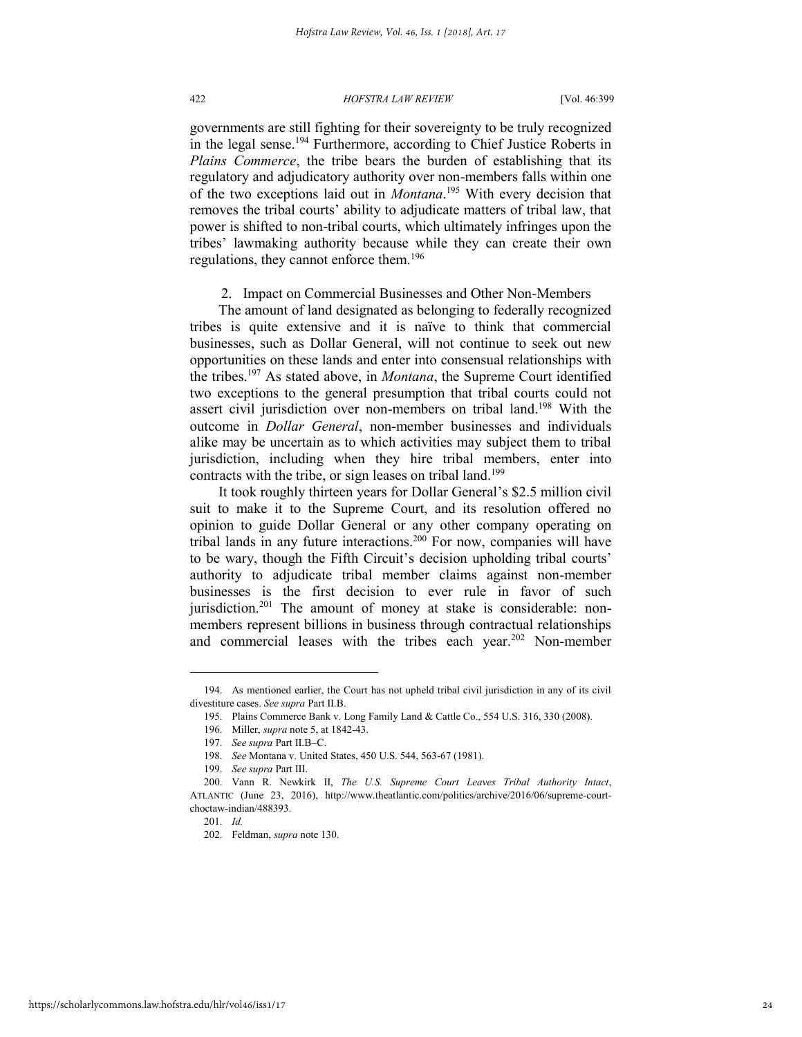governments are still fighting for their sovereignty to be truly recognized in the legal sense.[194] Furthermore, according to Chief Justice Roberts in *Plains Commerce*, the tribe bears the burden of establishing that its regulatory and adjudicatory authority over non-members falls within one of the two exceptions laid out in *Montana*.[195] With every decision that removes the tribal courts' ability to adjudicate matters of tribal law, that power is shifted to non-tribal courts, which ultimately infringes upon the tribes' lawmaking authority because while they can create their own regulations, they cannot enforce them.[196]

### 2. Impact on Commercial Businesses and Other Non-Members

The amount of land designated as belonging to federally recognized tribes is quite extensive and it is naïve to think that commercial businesses, such as Dollar General, will not continue to seek out new opportunities on these lands and enter into consensual relationships with the tribes.[197] As stated above, in *Montana*, the Supreme Court identified two exceptions to the general presumption that tribal courts could not assert civil jurisdiction over non-members on tribal land.[198] With the outcome in *Dollar General*, non-member businesses and individuals alike may be uncertain as to which activities may subject them to tribal jurisdiction, including when they hire tribal members, enter into contracts with the tribe, or sign leases on tribal land.[199]

It took roughly thirteen years for Dollar General's $2.5 million civil suit to make it to the Supreme Court, and its resolution offered no opinion to guide Dollar General or any other company operating on tribal lands in any future interactions.[200] For now, companies will have to be wary, though the Fifth Circuit's decision upholding tribal courts' authority to adjudicate tribal member claims against non-member businesses is the first decision to ever rule in favor of such jurisdiction.[201] The amount of money at stake is considerable: non-members represent billions in business through contractual relationships and commercial leases with the tribes each year.[202] Non-member

---

194. As mentioned earlier, the Court has not upheld tribal civil jurisdiction in any of its civil divestiture cases. *See supra* Part II.B.

195. Plains Commerce Bank v. Long Family Land & Cattle Co., 554 U.S. 316, 330 (2008).

196. Miller, *supra* note 5, at 1842-43.

197. *See supra* Part II.B–C.

198. *See* Montana v. United States, 450 U.S. 544, 563-67 (1981).

199. *See supra* Part III.

200. Vann R. Newkirk II, *The U.S. Supreme Court Leaves Tribal Authority Intact*, ATLANTIC (June 23, 2016), http://www.theatlantic.com/politics/archive/2016/06/supreme-court-choctaw-indian/488393.

201. *Id.*

202. Feldman, *supra* note 130.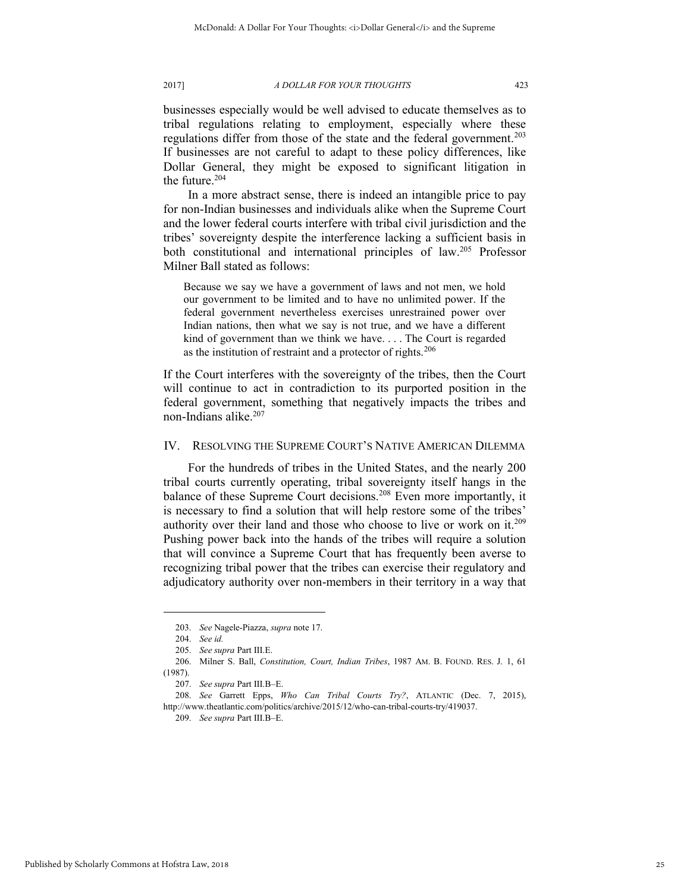businesses especially would be well advised to educate themselves as to tribal regulations relating to employment, especially where these regulations differ from those of the state and the federal government.[203] If businesses are not careful to adapt to these policy differences, like Dollar General, they might be exposed to significant litigation in the future.[204]

In a more abstract sense, there is indeed an intangible price to pay for non-Indian businesses and individuals alike when the Supreme Court and the lower federal courts interfere with tribal civil jurisdiction and the tribes' sovereignty despite the interference lacking a sufficient basis in both constitutional and international principles of law.[205] Professor Milner Ball stated as follows:

> Because we say we have a government of laws and not men, we hold our government to be limited and to have no unlimited power. If the federal government nevertheless exercises unrestrained power over Indian nations, then what we say is not true, and we have a different kind of government than we think we have. . . . The Court is regarded as the institution of restraint and a protector of rights.[206]

If the Court interferes with the sovereignty of the tribes, then the Court will continue to act in contradiction to its purported position in the federal government, something that negatively impacts the tribes and non-Indians alike.[207]

## IV. RESOLVING THE SUPREME COURT'S NATIVE AMERICAN DILEMMA

For the hundreds of tribes in the United States, and the nearly 200 tribal courts currently operating, tribal sovereignty itself hangs in the balance of these Supreme Court decisions.[208] Even more importantly, it is necessary to find a solution that will help restore some of the tribes' authority over their land and those who choose to live or work on it.[209] Pushing power back into the hands of the tribes will require a solution that will convince a Supreme Court that has frequently been averse to recognizing tribal power that the tribes can exercise their regulatory and adjudicatory authority over non-members in their territory in a way that

---

203. *See* Nagele-Piazza, *supra* note 17.

204. *See id.*

205. *See supra* Part III.E.

206. Milner S. Ball, *Constitution, Court, Indian Tribes*, 1987 AM. B. FOUND. RES. J. 1, 61 (1987).

207. *See supra* Part III.B–E.

208. *See* Garrett Epps, *Who Can Tribal Courts Try?*, ATLANTIC (Dec. 7, 2015), http://www.theatlantic.com/politics/archive/2015/12/who-can-tribal-courts-try/419037.

209. *See supra* Part III.B–E.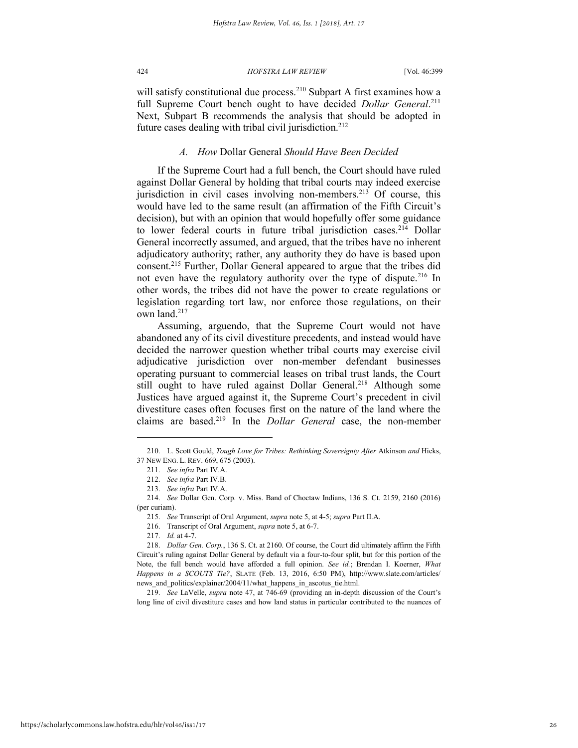will satisfy constitutional due process.[210] Subpart A first examines how a full Supreme Court bench ought to have decided *Dollar General*.[211] Next, Subpart B recommends the analysis that should be adopted in future cases dealing with tribal civil jurisdiction.[212]

### *A. How* Dollar General *Should Have Been Decided*

If the Supreme Court had a full bench, the Court should have ruled against Dollar General by holding that tribal courts may indeed exercise jurisdiction in civil cases involving non-members.[213] Of course, this would have led to the same result (an affirmation of the Fifth Circuit's decision), but with an opinion that would hopefully offer some guidance to lower federal courts in future tribal jurisdiction cases.[214] Dollar General incorrectly assumed, and argued, that the tribes have no inherent adjudicatory authority; rather, any authority they do have is based upon consent.[215] Further, Dollar General appeared to argue that the tribes did not even have the regulatory authority over the type of dispute.[216] In other words, the tribes did not have the power to create regulations or legislation regarding tort law, nor enforce those regulations, on their own land.[217]

Assuming, arguendo, that the Supreme Court would not have abandoned any of its civil divestiture precedents, and instead would have decided the narrower question whether tribal courts may exercise civil adjudicative jurisdiction over non-member defendant businesses operating pursuant to commercial leases on tribal trust lands, the Court still ought to have ruled against Dollar General.[218] Although some Justices have argued against it, the Supreme Court's precedent in civil divestiture cases often focuses first on the nature of the land where the claims are based.[219] In the *Dollar General* case, the non-member

---

210. L. Scott Gould, *Tough Love for Tribes: Rethinking Sovereignty After* Atkinson *and* Hicks, 37 NEW ENG. L. REV. 669, 675 (2003).

211. *See infra* Part IV.A.

212. *See infra* Part IV.B.

213. *See infra* Part IV.A.

214. *See* Dollar Gen. Corp. v. Miss. Band of Choctaw Indians, 136 S. Ct. 2159, 2160 (2016) (per curiam).

215. *See* Transcript of Oral Argument, *supra* note 5, at 4-5; *supra* Part II.A.

216. Transcript of Oral Argument, *supra* note 5, at 6-7.

217. *Id.* at 4-7.

218. *Dollar Gen. Corp.*, 136 S. Ct. at 2160. Of course, the Court did ultimately affirm the Fifth Circuit's ruling against Dollar General by default via a four-to-four split, but for this portion of the Note, the full bench would have afforded a full opinion. *See id.*; Brendan I. Koerner, *What Happens in a SCOUTS Tie?*, SLATE (Feb. 13, 2016, 6:50 PM), http://www.slate.com/articles/news_and_politics/explainer/2004/11/what_happens_in_ascotus_tie.html.

219. *See* LaVelle, *supra* note 47, at 746-69 (providing an in-depth discussion of the Court's long line of civil divestiture cases and how land status in particular contributed to the nuances of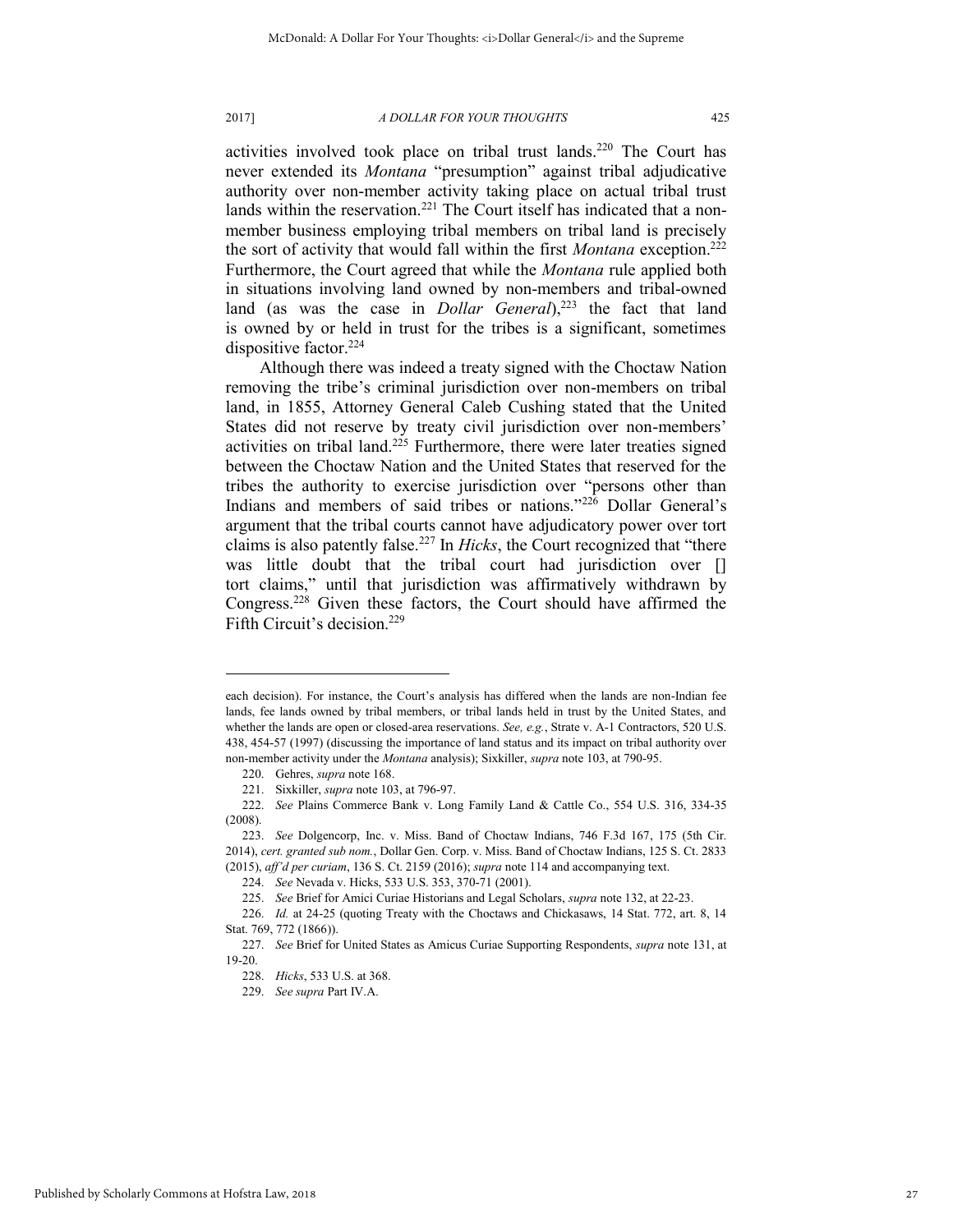activities involved took place on tribal trust lands.[220] The Court has never extended its *Montana* "presumption" against tribal adjudicative authority over non-member activity taking place on actual tribal trust lands within the reservation.[221] The Court itself has indicated that a non-member business employing tribal members on tribal land is precisely the sort of activity that would fall within the first *Montana* exception.[222] Furthermore, the Court agreed that while the *Montana* rule applied both in situations involving land owned by non-members and tribal-owned land (as was the case in *Dollar General*),[223] the fact that land is owned by or held in trust for the tribes is a significant, sometimes dispositive factor.[224]

Although there was indeed a treaty signed with the Choctaw Nation removing the tribe's criminal jurisdiction over non-members on tribal land, in 1855, Attorney General Caleb Cushing stated that the United States did not reserve by treaty civil jurisdiction over non-members' activities on tribal land.[225] Furthermore, there were later treaties signed between the Choctaw Nation and the United States that reserved for the tribes the authority to exercise jurisdiction over "persons other than Indians and members of said tribes or nations."[226] Dollar General's argument that the tribal courts cannot have adjudicatory power over tort claims is also patently false.[227] In *Hicks*, the Court recognized that "there was little doubt that the tribal court had jurisdiction over [] tort claims," until that jurisdiction was affirmatively withdrawn by Congress.[228] Given these factors, the Court should have affirmed the Fifth Circuit's decision.[229]

---

each decision). For instance, the Court's analysis has differed when the lands are non-Indian fee lands, fee lands owned by tribal members, or tribal lands held in trust by the United States, and whether the lands are open or closed-area reservations. *See, e.g.*, Strate v. A-1 Contractors, 520 U.S. 438, 454-57 (1997) (discussing the importance of land status and its impact on tribal authority over non-member activity under the *Montana* analysis); Sixkiller, *supra* note 103, at 790-95.

220. Gehres, *supra* note 168.

221. Sixkiller, *supra* note 103, at 796-97.

222. *See* Plains Commerce Bank v. Long Family Land & Cattle Co., 554 U.S. 316, 334-35 (2008).

223. *See* Dolgencorp, Inc. v. Miss. Band of Choctaw Indians, 746 F.3d 167, 175 (5th Cir. 2014), *cert. granted sub nom.*, Dollar Gen. Corp. v. Miss. Band of Choctaw Indians, 125 S. Ct. 2833 (2015), *aff'd per curiam*, 136 S. Ct. 2159 (2016); *supra* note 114 and accompanying text.

224. *See* Nevada v. Hicks, 533 U.S. 353, 370-71 (2001).

225. *See* Brief for Amici Curiae Historians and Legal Scholars, *supra* note 132, at 22-23.

226. *Id.* at 24-25 (quoting Treaty with the Choctaws and Chickasaws, 14 Stat. 772, art. 8, 14 Stat. 769, 772 (1866)).

227. *See* Brief for United States as Amicus Curiae Supporting Respondents, *supra* note 131, at 19-20.

228. *Hicks*, 533 U.S. at 368.

229. *See supra* Part IV.A.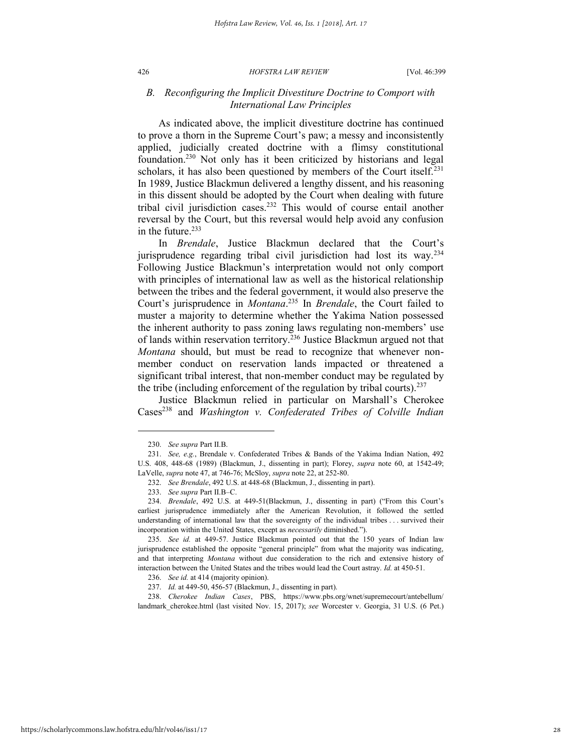### *B. Reconfiguring the Implicit Divestiture Doctrine to Comport with International Law Principles*

As indicated above, the implicit divestiture doctrine has continued to prove a thorn in the Supreme Court's paw; a messy and inconsistently applied, judicially created doctrine with a flimsy constitutional foundation.[230] Not only has it been criticized by historians and legal scholars, it has also been questioned by members of the Court itself.[231] In 1989, Justice Blackmun delivered a lengthy dissent, and his reasoning in this dissent should be adopted by the Court when dealing with future tribal civil jurisdiction cases.[232] This would of course entail another reversal by the Court, but this reversal would help avoid any confusion in the future.[233]

In *Brendale*, Justice Blackmun declared that the Court's jurisprudence regarding tribal civil jurisdiction had lost its way.[234] Following Justice Blackmun's interpretation would not only comport with principles of international law as well as the historical relationship between the tribes and the federal government, it would also preserve the Court's jurisprudence in *Montana*.[235] In *Brendale*, the Court failed to muster a majority to determine whether the Yakima Nation possessed the inherent authority to pass zoning laws regulating non-members' use of lands within reservation territory.[236] Justice Blackmun argued not that *Montana* should, but must be read to recognize that whenever non-member conduct on reservation lands impacted or threatened a significant tribal interest, that non-member conduct may be regulated by the tribe (including enforcement of the regulation by tribal courts).[237]

Justice Blackmun relied in particular on Marshall's Cherokee Cases[238] and *Washington v. Confederated Tribes of Colville Indian*

---

230. *See supra* Part II.B.

231. *See, e.g.*, Brendale v. Confederated Tribes & Bands of the Yakima Indian Nation, 492 U.S. 408, 448-68 (1989) (Blackmun, J., dissenting in part); Florey, *supra* note 60, at 1542-49; LaVelle, *supra* note 47, at 746-76; McSloy, *supra* note 22, at 252-80.

232. *See Brendale*, 492 U.S. at 448-68 (Blackmun, J., dissenting in part).

233. *See supra* Part II.B–C.

234. *Brendale*, 492 U.S. at 449-51(Blackmun, J., dissenting in part) ("From this Court's earliest jurisprudence immediately after the American Revolution, it followed the settled understanding of international law that the sovereignty of the individual tribes . . . survived their incorporation within the United States, except as *necessarily* diminished.").

235. *See id.* at 449-57. Justice Blackmun pointed out that the 150 years of Indian law jurisprudence established the opposite "general principle" from what the majority was indicating, and that interpreting *Montana* without due consideration to the rich and extensive history of interaction between the United States and the tribes would lead the Court astray. *Id.* at 450-51.

236. *See id.* at 414 (majority opinion).

237. *Id.* at 449-50, 456-57 (Blackmun, J., dissenting in part).

238. *Cherokee Indian Cases*, PBS, https://www.pbs.org/wnet/supremecourt/antebellum/landmark_cherokee.html (last visited Nov. 15, 2017); *see* Worcester v. Georgia, 31 U.S. (6 Pet.)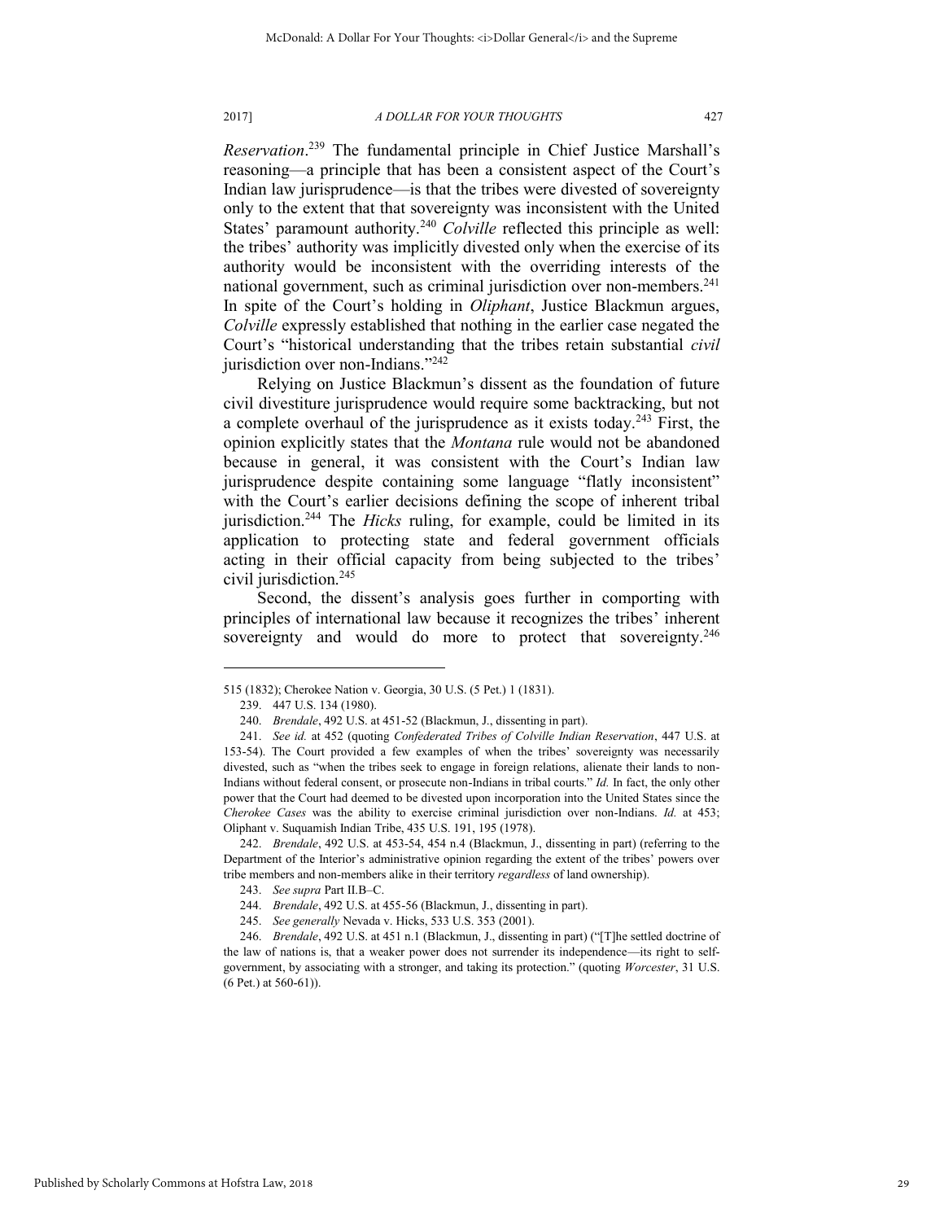*Reservation*.[239] The fundamental principle in Chief Justice Marshall's reasoning—a principle that has been a consistent aspect of the Court's Indian law jurisprudence—is that the tribes were divested of sovereignty only to the extent that that sovereignty was inconsistent with the United States' paramount authority.[240] *Colville* reflected this principle as well: the tribes' authority was implicitly divested only when the exercise of its authority would be inconsistent with the overriding interests of the national government, such as criminal jurisdiction over non-members.[241] In spite of the Court's holding in *Oliphant*, Justice Blackmun argues, *Colville* expressly established that nothing in the earlier case negated the Court's "historical understanding that the tribes retain substantial *civil* jurisdiction over non-Indians."[242]

Relying on Justice Blackmun's dissent as the foundation of future civil divestiture jurisprudence would require some backtracking, but not a complete overhaul of the jurisprudence as it exists today.[243] First, the opinion explicitly states that the *Montana* rule would not be abandoned because in general, it was consistent with the Court's Indian law jurisprudence despite containing some language "flatly inconsistent" with the Court's earlier decisions defining the scope of inherent tribal jurisdiction.[244] The *Hicks* ruling, for example, could be limited in its application to protecting state and federal government officials acting in their official capacity from being subjected to the tribes' civil jurisdiction.[245]

Second, the dissent's analysis goes further in comporting with principles of international law because it recognizes the tribes' inherent sovereignty and would do more to protect that sovereignty.[246]

---

515 (1832); Cherokee Nation v. Georgia, 30 U.S. (5 Pet.) 1 (1831).

239. 447 U.S. 134 (1980).

240. *Brendale*, 492 U.S. at 451-52 (Blackmun, J., dissenting in part).

241. *See id.* at 452 (quoting *Confederated Tribes of Colville Indian Reservation*, 447 U.S. at 153-54). The Court provided a few examples of when the tribes' sovereignty was necessarily divested, such as "when the tribes seek to engage in foreign relations, alienate their lands to non-Indians without federal consent, or prosecute non-Indians in tribal courts." *Id.* In fact, the only other power that the Court had deemed to be divested upon incorporation into the United States since the *Cherokee Cases* was the ability to exercise criminal jurisdiction over non-Indians. *Id.* at 453; Oliphant v. Suquamish Indian Tribe, 435 U.S. 191, 195 (1978).

242. *Brendale*, 492 U.S. at 453-54, 454 n.4 (Blackmun, J., dissenting in part) (referring to the Department of the Interior's administrative opinion regarding the extent of the tribes' powers over tribe members and non-members alike in their territory *regardless* of land ownership).

243. *See supra* Part II.B–C.

244. *Brendale*, 492 U.S. at 455-56 (Blackmun, J., dissenting in part).

245. *See generally* Nevada v. Hicks, 533 U.S. 353 (2001).

246. *Brendale*, 492 U.S. at 451 n.1 (Blackmun, J., dissenting in part) ("[T]he settled doctrine of the law of nations is, that a weaker power does not surrender its independence—its right to self-government, by associating with a stronger, and taking its protection." (quoting *Worcester*, 31 U.S. (6 Pet.) at 560-61)).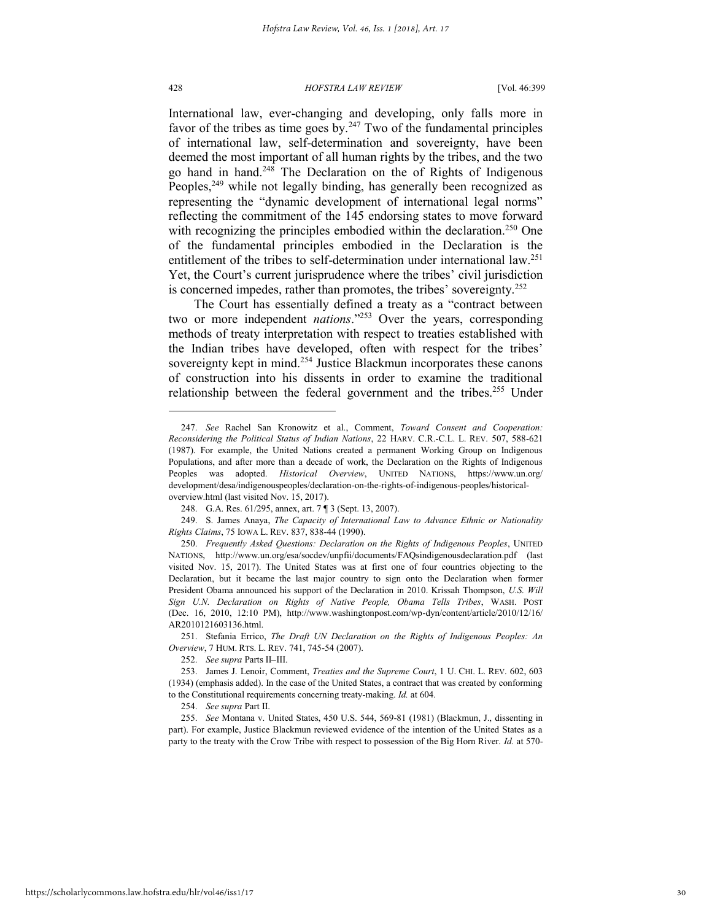International law, ever-changing and developing, only falls more in favor of the tribes as time goes by.[247] Two of the fundamental principles of international law, self-determination and sovereignty, have been deemed the most important of all human rights by the tribes, and the two go hand in hand.[248] The Declaration on the of Rights of Indigenous Peoples,[249] while not legally binding, has generally been recognized as representing the "dynamic development of international legal norms" reflecting the commitment of the 145 endorsing states to move forward with recognizing the principles embodied within the declaration.[250] One of the fundamental principles embodied in the Declaration is the entitlement of the tribes to self-determination under international law.[251] Yet, the Court's current jurisprudence where the tribes' civil jurisdiction is concerned impedes, rather than promotes, the tribes' sovereignty.[252]

The Court has essentially defined a treaty as a "contract between two or more independent *nations*."[253] Over the years, corresponding methods of treaty interpretation with respect to treaties established with the Indian tribes have developed, often with respect for the tribes' sovereignty kept in mind.[254] Justice Blackmun incorporates these canons of construction into his dissents in order to examine the traditional relationship between the federal government and the tribes.[255] Under

---

247. *See* Rachel San Kronowitz et al., Comment, *Toward Consent and Cooperation: Reconsidering the Political Status of Indian Nations*, 22 HARV. C.R.-C.L. L. REV. 507, 588-621 (1987). For example, the United Nations created a permanent Working Group on Indigenous Populations, and after more than a decade of work, the Declaration on the Rights of Indigenous Peoples was adopted. *Historical Overview*, UNITED NATIONS, https://www.un.org/development/desa/indigenouspeoples/declaration-on-the-rights-of-indigenous-peoples/historical-overview.html (last visited Nov. 15, 2017).

248. G.A. Res. 61/295, annex, art. 7 ¶ 3 (Sept. 13, 2007).

249. S. James Anaya, *The Capacity of International Law to Advance Ethnic or Nationality Rights Claims*, 75 IOWA L. REV. 837, 838-44 (1990).

250. *Frequently Asked Questions: Declaration on the Rights of Indigenous Peoples*, UNITED NATIONS, http://www.un.org/esa/socdev/unpfii/documents/FAQsindigenousdeclaration.pdf (last visited Nov. 15, 2017). The United States was at first one of four countries objecting to the Declaration, but it became the last major country to sign onto the Declaration when former President Obama announced his support of the Declaration in 2010. Krissah Thompson, *U.S. Will Sign U.N. Declaration on Rights of Native People, Obama Tells Tribes*, WASH. POST (Dec. 16, 2010, 12:10 PM), http://www.washingtonpost.com/wp-dyn/content/article/2010/12/16/AR2010121603136.html.

251. Stefania Errico, *The Draft UN Declaration on the Rights of Indigenous Peoples: An Overview*, 7 HUM. RTS. L. REV. 741, 745-54 (2007).

252. *See supra* Parts II–III.

253. James J. Lenoir, Comment, *Treaties and the Supreme Court*, 1 U. CHI. L. REV. 602, 603 (1934) (emphasis added). In the case of the United States, a contract that was created by conforming to the Constitutional requirements concerning treaty-making. *Id.* at 604.

254. *See supra* Part II.

255. *See* Montana v. United States, 450 U.S. 544, 569-81 (1981) (Blackmun, J., dissenting in part). For example, Justice Blackmun reviewed evidence of the intention of the United States as a party to the treaty with the Crow Tribe with respect to possession of the Big Horn River. *Id.* at 570-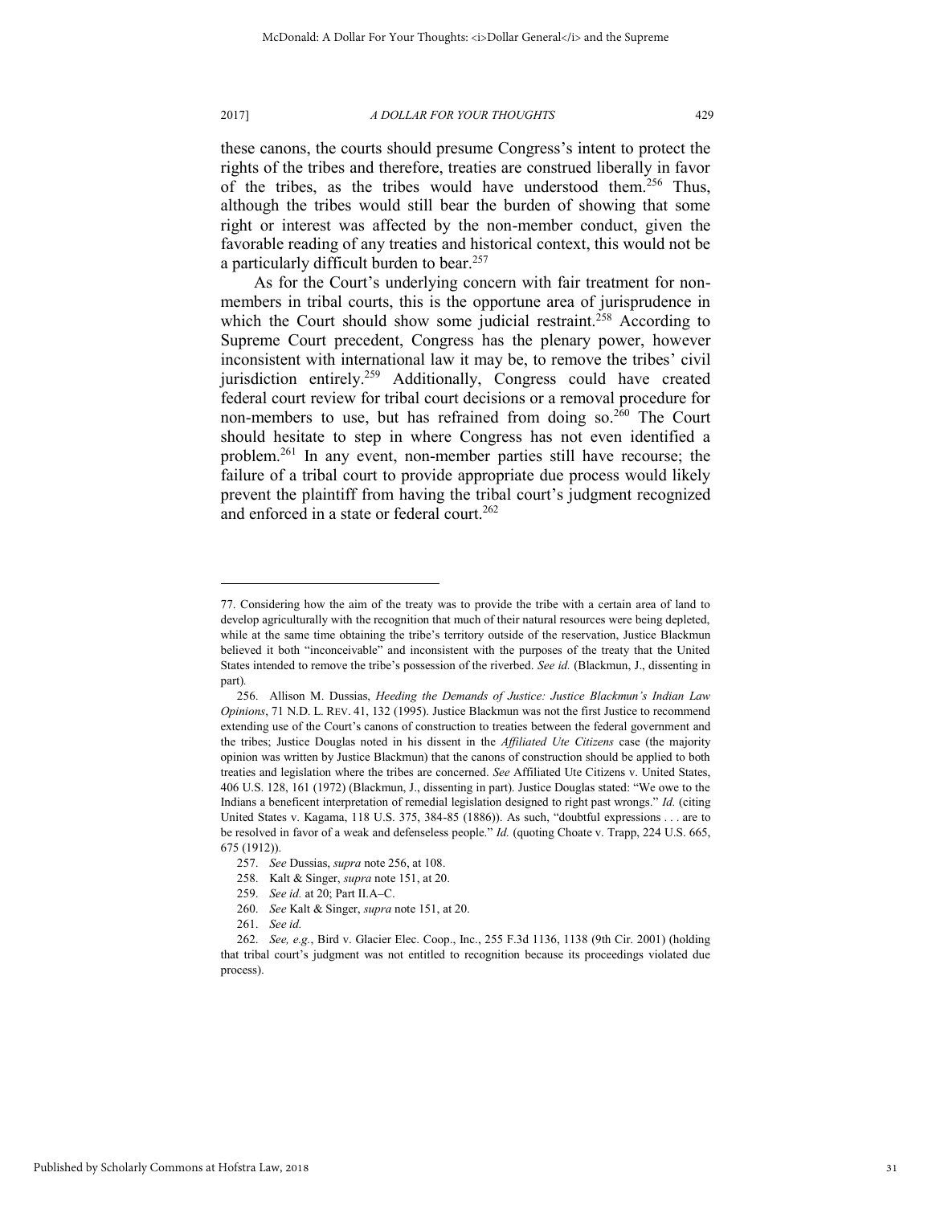these canons, the courts should presume Congress's intent to protect the rights of the tribes and therefore, treaties are construed liberally in favor of the tribes, as the tribes would have understood them.[256] Thus, although the tribes would still bear the burden of showing that some right or interest was affected by the non-member conduct, given the favorable reading of any treaties and historical context, this would not be a particularly difficult burden to bear.[257]

As for the Court's underlying concern with fair treatment for non-members in tribal courts, this is the opportune area of jurisprudence in which the Court should show some judicial restraint.[258] According to Supreme Court precedent, Congress has the plenary power, however inconsistent with international law it may be, to remove the tribes' civil jurisdiction entirely.[259] Additionally, Congress could have created federal court review for tribal court decisions or a removal procedure for non-members to use, but has refrained from doing so.[260] The Court should hesitate to step in where Congress has not even identified a problem.[261] In any event, non-member parties still have recourse; the failure of a tribal court to provide appropriate due process would likely prevent the plaintiff from having the tribal court's judgment recognized and enforced in a state or federal court.[262]

---

77. Considering how the aim of the treaty was to provide the tribe with a certain area of land to develop agriculturally with the recognition that much of their natural resources were being depleted, while at the same time obtaining the tribe's territory outside of the reservation, Justice Blackmun believed it both "inconceivable" and inconsistent with the purposes of the treaty that the United States intended to remove the tribe's possession of the riverbed. *See id.* (Blackmun, J., dissenting in part).

256. Allison M. Dussias, *Heeding the Demands of Justice: Justice Blackmun's Indian Law Opinions*, 71 N.D. L. REV. 41, 132 (1995). Justice Blackmun was not the first Justice to recommend extending use of the Court's canons of construction to treaties between the federal government and the tribes; Justice Douglas noted in his dissent in the *Affiliated Ute Citizens* case (the majority opinion was written by Justice Blackmun) that the canons of construction should be applied to both treaties and legislation where the tribes are concerned. *See* Affiliated Ute Citizens v. United States, 406 U.S. 128, 161 (1972) (Blackmun, J., dissenting in part). Justice Douglas stated: "We owe to the Indians a beneficent interpretation of remedial legislation designed to right past wrongs." *Id.* (citing United States v. Kagama, 118 U.S. 375, 384-85 (1886)). As such, "doubtful expressions . . . are to be resolved in favor of a weak and defenseless people." *Id.* (quoting Choate v. Trapp, 224 U.S. 665, 675 (1912)).

257. *See* Dussias, *supra* note 256, at 108.

258. Kalt & Singer, *supra* note 151, at 20.

259. *See id.* at 20; Part II.A–C.

260. *See* Kalt & Singer, *supra* note 151, at 20.

261. *See id.*

262. *See, e.g.*, Bird v. Glacier Elec. Coop., Inc., 255 F.3d 1136, 1138 (9th Cir. 2001) (holding that tribal court's judgment was not entitled to recognition because its proceedings violated due process).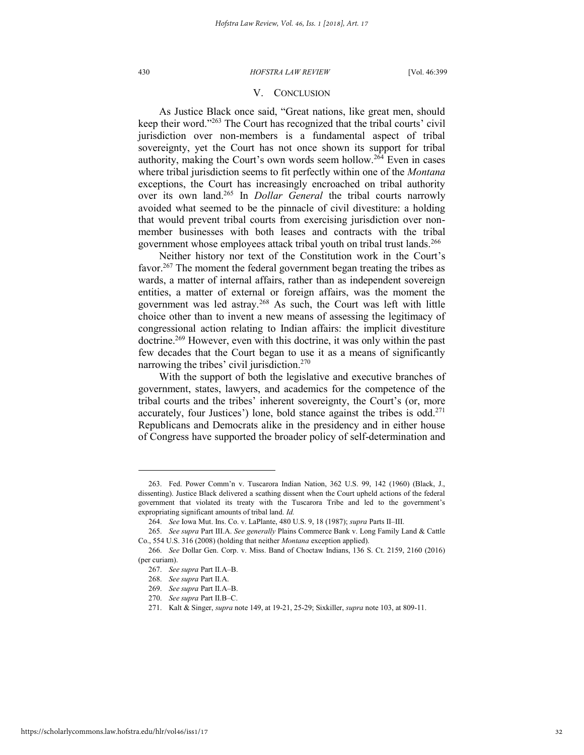## V. CONCLUSION

As Justice Black once said, "Great nations, like great men, should keep their word."[263] The Court has recognized that the tribal courts' civil jurisdiction over non-members is a fundamental aspect of tribal sovereignty, yet the Court has not once shown its support for tribal authority, making the Court's own words seem hollow.[264] Even in cases where tribal jurisdiction seems to fit perfectly within one of the *Montana* exceptions, the Court has increasingly encroached on tribal authority over its own land.[265] In *Dollar General* the tribal courts narrowly avoided what seemed to be the pinnacle of civil divestiture: a holding that would prevent tribal courts from exercising jurisdiction over non-member businesses with both leases and contracts with the tribal government whose employees attack tribal youth on tribal trust lands.[266]

Neither history nor text of the Constitution work in the Court's favor.[267] The moment the federal government began treating the tribes as wards, a matter of internal affairs, rather than as independent sovereign entities, a matter of external or foreign affairs, was the moment the government was led astray.[268] As such, the Court was left with little choice other than to invent a new means of assessing the legitimacy of congressional action relating to Indian affairs: the implicit divestiture doctrine.[269] However, even with this doctrine, it was only within the past few decades that the Court began to use it as a means of significantly narrowing the tribes' civil jurisdiction.[270]

With the support of both the legislative and executive branches of government, states, lawyers, and academics for the competence of the tribal courts and the tribes' inherent sovereignty, the Court's (or, more accurately, four Justices') lone, bold stance against the tribes is odd.[271] Republicans and Democrats alike in the presidency and in either house of Congress have supported the broader policy of self-determination and

---

263. Fed. Power Comm'n v. Tuscarora Indian Nation, 362 U.S. 99, 142 (1960) (Black, J., dissenting). Justice Black delivered a scathing dissent when the Court upheld actions of the federal government that violated its treaty with the Tuscarora Tribe and led to the government's expropriating significant amounts of tribal land. *Id.*

264. *See* Iowa Mut. Ins. Co. v. LaPlante, 480 U.S. 9, 18 (1987); *supra* Parts II–III.

265. *See supra* Part III.A. *See generally* Plains Commerce Bank v. Long Family Land & Cattle Co., 554 U.S. 316 (2008) (holding that neither *Montana* exception applied).

266. *See* Dollar Gen. Corp. v. Miss. Band of Choctaw Indians, 136 S. Ct. 2159, 2160 (2016) (per curiam).

267. *See supra* Part II.A–B.

268. *See supra* Part II.A.

269. *See supra* Part II.A–B.

270. *See supra* Part II.B–C.

271. Kalt & Singer, *supra* note 149, at 19-21, 25-29; Sixkiller, *supra* note 103, at 809-11.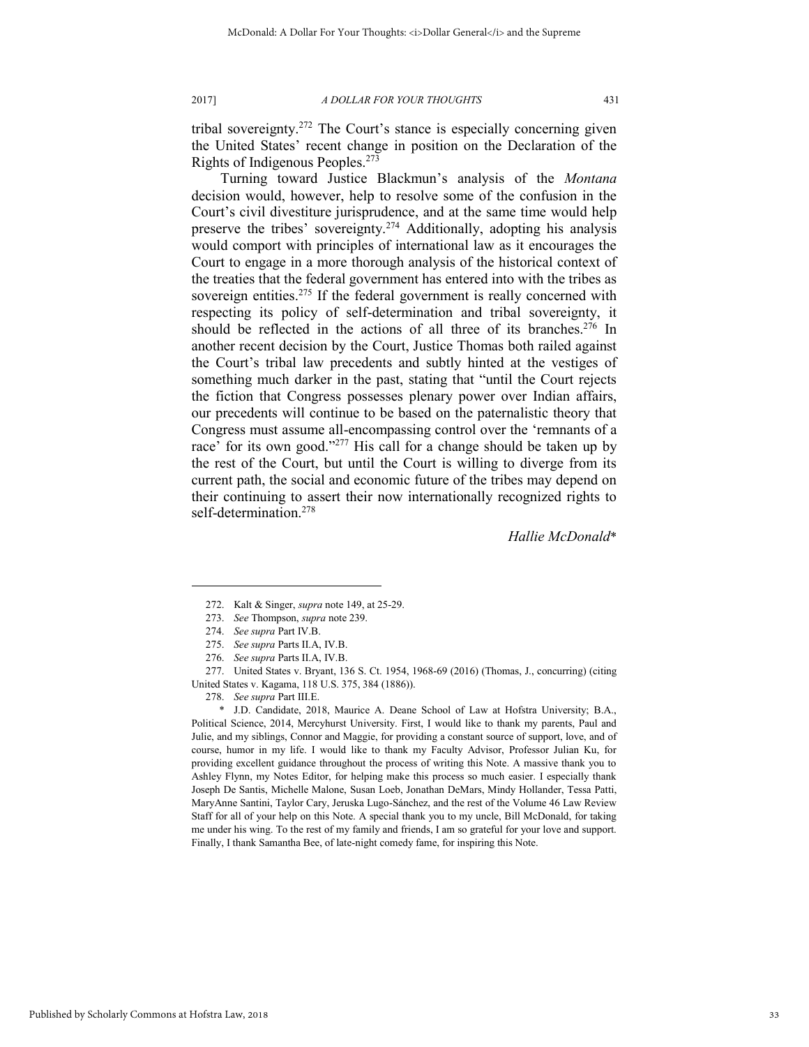tribal sovereignty.[272] The Court's stance is especially concerning given the United States' recent change in position on the Declaration of the Rights of Indigenous Peoples.[273]

Turning toward Justice Blackmun's analysis of the *Montana* decision would, however, help to resolve some of the confusion in the Court's civil divestiture jurisprudence, and at the same time would help preserve the tribes' sovereignty.[274] Additionally, adopting his analysis would comport with principles of international law as it encourages the Court to engage in a more thorough analysis of the historical context of the treaties that the federal government has entered into with the tribes as sovereign entities.[275] If the federal government is really concerned with respecting its policy of self-determination and tribal sovereignty, it should be reflected in the actions of all three of its branches.[276] In another recent decision by the Court, Justice Thomas both railed against the Court's tribal law precedents and subtly hinted at the vestiges of something much darker in the past, stating that "until the Court rejects the fiction that Congress possesses plenary power over Indian affairs, our precedents will continue to be based on the paternalistic theory that Congress must assume all-encompassing control over the 'remnants of a race' for its own good."[277] His call for a change should be taken up by the rest of the Court, but until the Court is willing to diverge from its current path, the social and economic future of the tribes may depend on their continuing to assert their now internationally recognized rights to self-determination.[278]

*Hallie McDonald*\*

---

272. Kalt & Singer, *supra* note 149, at 25-29.

273. *See* Thompson, *supra* note 239.

274. *See supra* Part IV.B.

275. *See supra* Parts II.A, IV.B.

276. *See supra* Parts II.A, IV.B.

277. United States v. Bryant, 136 S. Ct. 1954, 1968-69 (2016) (Thomas, J., concurring) (citing United States v. Kagama, 118 U.S. 375, 384 (1886)).

278. *See supra* Part III.E.

\* J.D. Candidate, 2018, Maurice A. Deane School of Law at Hofstra University; B.A., Political Science, 2014, Mercyhurst University. First, I would like to thank my parents, Paul and Julie, and my siblings, Connor and Maggie, for providing a constant source of support, love, and of course, humor in my life. I would like to thank my Faculty Advisor, Professor Julian Ku, for providing excellent guidance throughout the process of writing this Note. A massive thank you to Ashley Flynn, my Notes Editor, for helping make this process so much easier. I especially thank Joseph De Santis, Michelle Malone, Susan Loeb, Jonathan DeMars, Mindy Hollander, Tessa Patti, MaryAnne Santini, Taylor Cary, Jeruska Lugo-Sánchez, and the rest of the Volume 46 Law Review Staff for all of your help on this Note. A special thank you to my uncle, Bill McDonald, for taking me under his wing. To the rest of my family and friends, I am so grateful for your love and support. Finally, I thank Samantha Bee, of late-night comedy fame, for inspiring this Note.